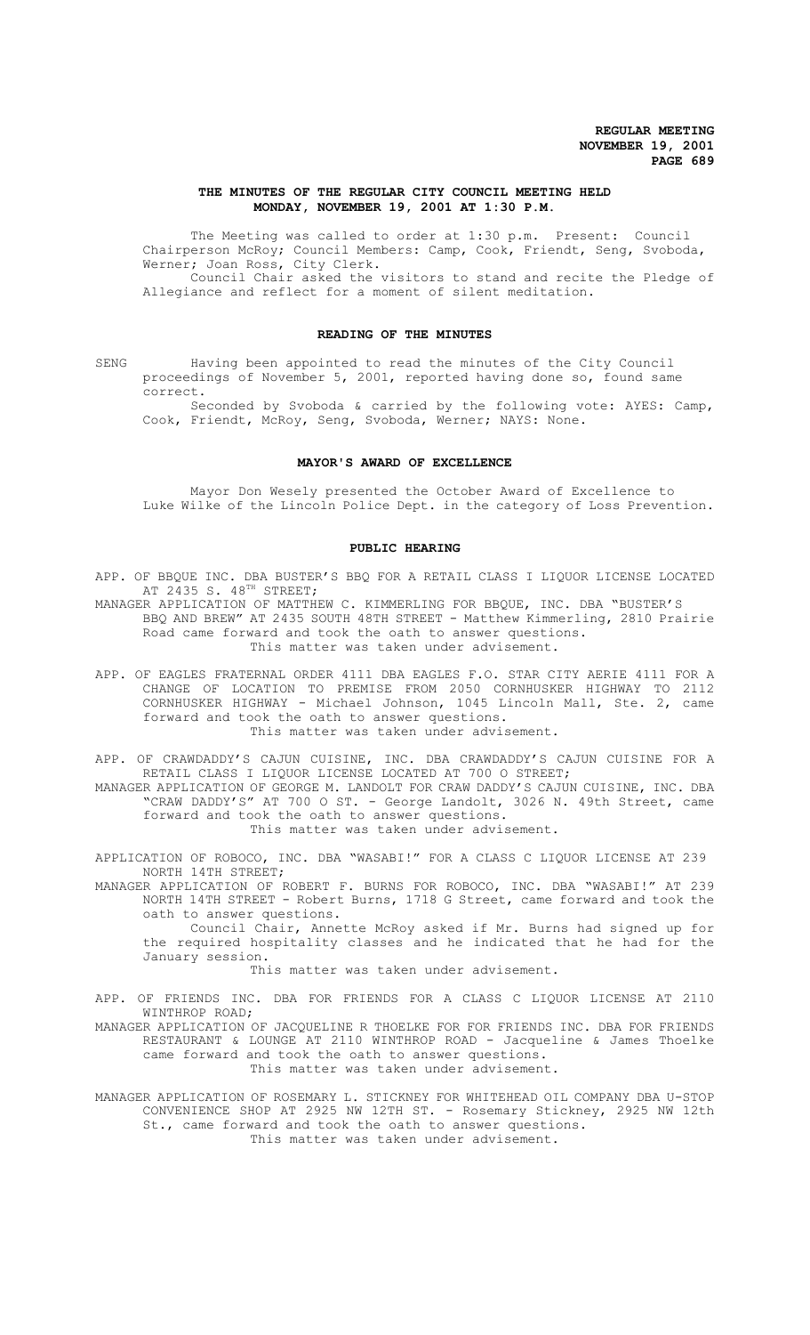# THE MINUTES OF THE REGULAR CITY COUNCIL MEETING HELD MONDAY, NOVEMBER 19, 2001 AT 1:30 P.M.

The Meeting was called to order at 1:30 p.m. Present: Council Chairperson McRoy; Council Members: Camp, Cook, Friendt, Seng, Svoboda, Werner; Joan Ross, City Clerk.

Council Chair asked the visitors to stand and recite the Pledge of Allegiance and reflect for a moment of silent meditation.

## READING OF THE MINUTES

SENG Having been appointed to read the minutes of the City Council proceedings of November 5, 2001, reported having done so, found same correct.

Seconded by Svoboda & carried by the following vote: AYES: Camp, Cook, Friendt, McRoy, Seng, Svoboda, Werner; NAYS: None.

## MAYOR'S AWARD OF EXCELLENCE

Mayor Don Wesely presented the October Award of Excellence to Luke Wilke of the Lincoln Police Dept. in the category of Loss Prevention.

## PUBLIC HEARING

APP. OF BBQUE INC. DBA BUSTER'S BBQ FOR A RETAIL CLASS I LIQUOR LICENSE LOCATED AT 2435 S. 48TH STREET;

MANAGER APPLICATION OF MATTHEW C. KIMMERLING FOR BBQUE, INC. DBA "BUSTER'S BBQ AND BREW" AT 2435 SOUTH 48TH STREET - Matthew Kimmerling, 2810 Prairie Road came forward and took the oath to answer questions.

This matter was taken under advisement.

APP. OF EAGLES FRATERNAL ORDER 4111 DBA EAGLES F.O. STAR CITY AERIE 4111 FOR A CHANGE OF LOCATION TO PREMISE FROM 2050 CORNHUSKER HIGHWAY TO 2112 CORNHUSKER HIGHWAY - Michael Johnson, 1045 Lincoln Mall, Ste. 2, came forward and took the oath to answer questions.

This matter was taken under advisement.

APP. OF CRAWDADDY'S CAJUN CUISINE, INC. DBA CRAWDADDY'S CAJUN CUISINE FOR A RETAIL CLASS I LIQUOR LICENSE LOCATED AT 700 O STREET;

MANAGER APPLICATION OF GEORGE M. LANDOLT FOR CRAW DADDY'S CAJUN CUISINE, INC. DBA "CRAW DADDY'S" AT 700 O ST. - George Landolt, 3026 N. 49th Street, came forward and took the oath to answer questions.

This matter was taken under advisement.

APPLICATION OF ROBOCO, INC. DBA "WASABI!" FOR A CLASS C LIQUOR LICENSE AT 239 NORTH 14TH STREET;

MANAGER APPLICATION OF ROBERT F. BURNS FOR ROBOCO, INC. DBA "WASABI!" AT 239 NORTH 14TH STREET - Robert Burns, 1718 G Street, came forward and took the oath to answer questions.

Council Chair, Annette McRoy asked if Mr. Burns had signed up for the required hospitality classes and he indicated that he had for the January session.

This matter was taken under advisement.

APP. OF FRIENDS INC. DBA FOR FRIENDS FOR A CLASS C LIQUOR LICENSE AT 2110 WINTHROP ROAD;

MANAGER APPLICATION OF JACQUELINE R THOELKE FOR FOR FRIENDS INC. DBA FOR FRIENDS RESTAURANT & LOUNGE AT 2110 WINTHROP ROAD - Jacqueline & James Thoelke came forward and took the oath to answer questions.

This matter was taken under advisement.

MANAGER APPLICATION OF ROSEMARY L. STICKNEY FOR WHITEHEAD OIL COMPANY DBA U-STOP CONVENIENCE SHOP AT 2925 NW 12TH ST. - Rosemary Stickney, 2925 NW 12th St., came forward and took the oath to answer questions.

This matter was taken under advisement.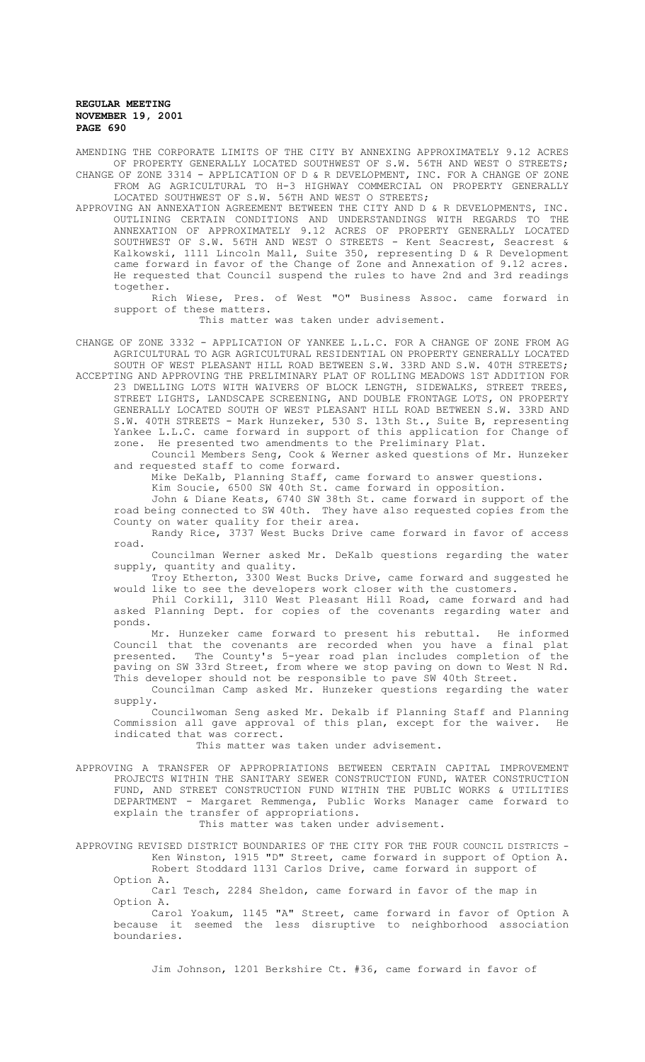AMENDING THE CORPORATE LIMITS OF THE CITY BY ANNEXING APPROXIMATELY 9.12 ACRES OF PROPERTY GENERALLY LOCATED SOUTHWEST OF S.W. 56TH AND WEST O STREETS;

CHANGE OF ZONE 3314 - APPLICATION OF D & R DEVELOPMENT, INC. FOR A CHANGE OF ZONE FROM AG AGRICULTURAL TO H-3 HIGHWAY COMMERCIAL ON PROPERTY GENERALLY LOCATED SOUTHWEST OF S.W. 56TH AND WEST O STREETS;

APPROVING AN ANNEXATION AGREEMENT BETWEEN THE CITY AND D & R DEVELOPMENTS, INC. OUTLINING CERTAIN CONDITIONS AND UNDERSTANDINGS WITH REGARDS TO THE ANNEXATION OF APPROXIMATELY 9.12 ACRES OF PROPERTY GENERALLY LOCATED SOUTHWEST OF S.W. 56TH AND WEST O STREETS - Kent Seacrest, Seacrest & Kalkowski, 1111 Lincoln Mall, Suite 350, representing D & R Development came forward in favor of the Change of Zone and Annexation of 9.12 acres. He requested that Council suspend the rules to have 2nd and 3rd readings together.

Rich Wiese, Pres. of West "O" Business Assoc. came forward in support of these matters.

This matter was taken under advisement.

CHANGE OF ZONE 3332 - APPLICATION OF YANKEE L.L.C. FOR A CHANGE OF ZONE FROM AG AGRICULTURAL TO AGR AGRICULTURAL RESIDENTIAL ON PROPERTY GENERALLY LOCATED SOUTH OF WEST PLEASANT HILL ROAD BETWEEN S.W. 33RD AND S.W. 40TH STREETS;

ACCEPTING AND APPROVING THE PRELIMINARY PLAT OF ROLLING MEADOWS 1ST ADDITION FOR 23 DWELLING LOTS WITH WAIVERS OF BLOCK LENGTH, SIDEWALKS, STREET TREES, STREET LIGHTS, LANDSCAPE SCREENING, AND DOUBLE FRONTAGE LOTS, ON PROPERTY GENERALLY LOCATED SOUTH OF WEST PLEASANT HILL ROAD BETWEEN S.W. 33RD AND S.W. 40TH STREETS - Mark Hunzeker, 530 S. 13th St., Suite B, representing Yankee L.L.C. came forward in support of this application for Change of zone. He presented two amendments to the Preliminary Plat.

Council Members Seng, Cook & Werner asked questions of Mr. Hunzeker and requested staff to come forward.

Mike DeKalb, Planning Staff, came forward to answer questions.

Kim Soucie, 6500 SW 40th St. came forward in opposition.

John & Diane Keats, 6740 SW 38th St. came forward in support of the road being connected to SW 40th. They have also requested copies from the County on water quality for their area.

Randy Rice, 3737 West Bucks Drive came forward in favor of access road.

Councilman Werner asked Mr. DeKalb questions regarding the water supply, quantity and quality.

Troy Etherton, 3300 West Bucks Drive, came forward and suggested he would like to see the developers work closer with the customers.

Phil Corkill, 3110 West Pleasant Hill Road, came forward and had asked Planning Dept. for copies of the covenants regarding water and ponds.

Mr. Hunzeker came forward to present his rebuttal. He informed Council that the covenants are recorded when you have a final plat presented. The County's 5-year road plan includes completion of the paving on SW 33rd Street, from where we stop paving on down to West N Rd. This developer should not be responsible to pave SW 40th Street.

Councilman Camp asked Mr. Hunzeker questions regarding the water supply.

Councilwoman Seng asked Mr. Dekalb if Planning Staff and Planning Commission all gave approval of this plan, except for the waiver. He indicated that was correct.

This matter was taken under advisement.

APPROVING A TRANSFER OF APPROPRIATIONS BETWEEN CERTAIN CAPITAL IMPROVEMENT PROJECTS WITHIN THE SANITARY SEWER CONSTRUCTION FUND, WATER CONSTRUCTION FUND, AND STREET CONSTRUCTION FUND WITHIN THE PUBLIC WORKS & UTILITIES DEPARTMENT - Margaret Remmenga, Public Works Manager came forward to explain the transfer of appropriations.

This matter was taken under advisement.

APPROVING REVISED DISTRICT BOUNDARIES OF THE CITY FOR THE FOUR COUNCIL DISTRICTS - Ken Winston, 1915 "D" Street, came forward in support of Option A.

Robert Stoddard 1131 Carlos Drive, came forward in support of Option A.

Carl Tesch, 2284 Sheldon, came forward in favor of the map in Option A.

Carol Yoakum, 1145 "A" Street, came forward in favor of Option A because it seemed the less disruptive to neighborhood association boundaries.

Jim Johnson, 1201 Berkshire Ct. #36, came forward in favor of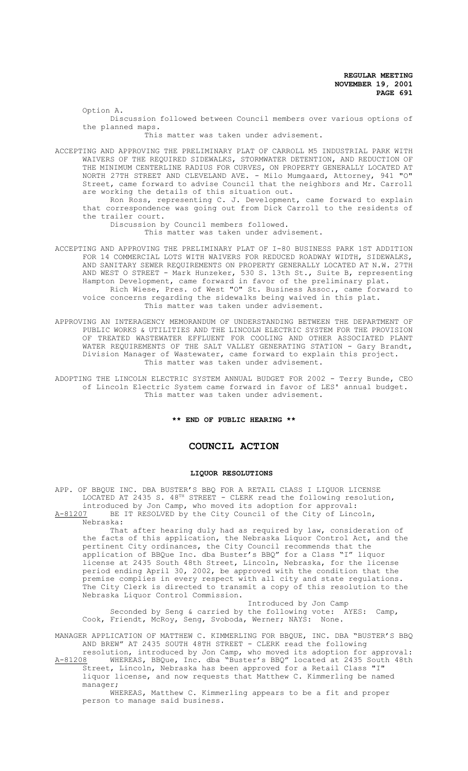Option A.

Discussion followed between Council members over various options of the planned maps.

This matter was taken under advisement.

ACCEPTING AND APPROVING THE PRELIMINARY PLAT OF CARROLL M5 INDUSTRIAL PARK WITH WAIVERS OF THE REQUIRED SIDEWALKS, STORMWATER DETENTION, AND REDUCTION OF THE MINIMUM CENTERLINE RADIUS FOR CURVES, ON PROPERTY GENERALLY LOCATED AT NORTH 27TH STREET AND CLEVELAND AVE. - Milo Mumgaard, Attorney, 941 "O" Street, came forward to advise Council that the neighbors and Mr. Carroll are working the details of this situation out.

Ron Ross, representing C. J. Development, came forward to explain that correspondence was going out from Dick Carroll to the residents of the trailer court.

Discussion by Council members followed.

This matter was taken under advisement.

ACCEPTING AND APPROVING THE PRELIMINARY PLAT OF I-80 BUSINESS PARK 1ST ADDITION FOR 14 COMMERCIAL LOTS WITH WAIVERS FOR REDUCED ROADWAY WIDTH, SIDEWALKS, AND SANITARY SEWER REQUIREMENTS ON PROPERTY GENERALLY LOCATED AT N.W. 27TH AND WEST O STREET - Mark Hunzeker, 530 S. 13th St., Suite B, representing Hampton Development, came forward in favor of the preliminary plat.

Rich Wiese, Pres. of West "O" St. Business Assoc., came forward to voice concerns regarding the sidewalks being waived in this plat.

This matter was taken under advisement.

APPROVING AN INTERAGENCY MEMORANDUM OF UNDERSTANDING BETWEEN THE DEPARTMENT OF PUBLIC WORKS & UTILITIES AND THE LINCOLN ELECTRIC SYSTEM FOR THE PROVISION OF TREATED WASTEWATER EFFLUENT FOR COOLING AND OTHER ASSOCIATED PLANT WATER REQUIREMENTS OF THE SALT VALLEY GENERATING STATION - Gary Brandt, Division Manager of Wastewater, came forward to explain this project.

This matter was taken under advisement.

ADOPTING THE LINCOLN ELECTRIC SYSTEM ANNUAL BUDGET FOR 2002 - Terry Bunde, CEO of Lincoln Electric System came forward in favor of LES' annual budget.

This matter was taken under advisement.

**\*\* END OF PUBLIC HEARING \*\***

# COUNCIL ACTION

## LIQUOR RESOLUTIONS

APP. OF BBQUE INC. DBA BUSTER'S BBQ FOR A RETAIL CLASS I LIQUOR LICENSE LOCATED AT 2435 S. 48TH STREET - CLERK read the following resolution, introduced by Jon Camp, who moved its adoption for approval:

A-81207 BE IT RESOLVED by the City Council of the City of Lincoln, Nebraska:

That after hearing duly had as required by law, consideration of the facts of this application, the Nebraska Liquor Control Act, and the pertinent City ordinances, the City Council recommends that the application of BBQue Inc. dba Buster's BBQ" for a Class "I" liquor license at 2435 South 48th Street, Lincoln, Nebraska, for the license period ending April 30, 2002, be approved with the condition that the premise complies in every respect with all city and state regulations. The City Clerk is directed to transmit a copy of this resolution to the Nebraska Liquor Control Commission.

Introduced by Jon Camp

Seconded by Seng & carried by the following vote: AYES: Camp, Cook, Friendt, McRoy, Seng, Svoboda, Werner; NAYS: None.

MANAGER APPLICATION OF MATTHEW C. KIMMERLING FOR BBQUE, INC. DBA "BUSTER'S BBQ AND BREW" AT 2435 SOUTH 48TH STREET - CLERK read the following resolution, introduced by Jon Camp, who moved its adoption for approval:

A-81208 WHEREAS, BBQue, Inc. dba "Buster's BBQ" located at 2435 South 48th Street, Lincoln, Nebraska has been approved for a Retail Class "I" liquor license, and now requests that Matthew C. Kimmerling be named manager;

WHEREAS, Matthew C. Kimmerling appears to be a fit and proper person to manage said business.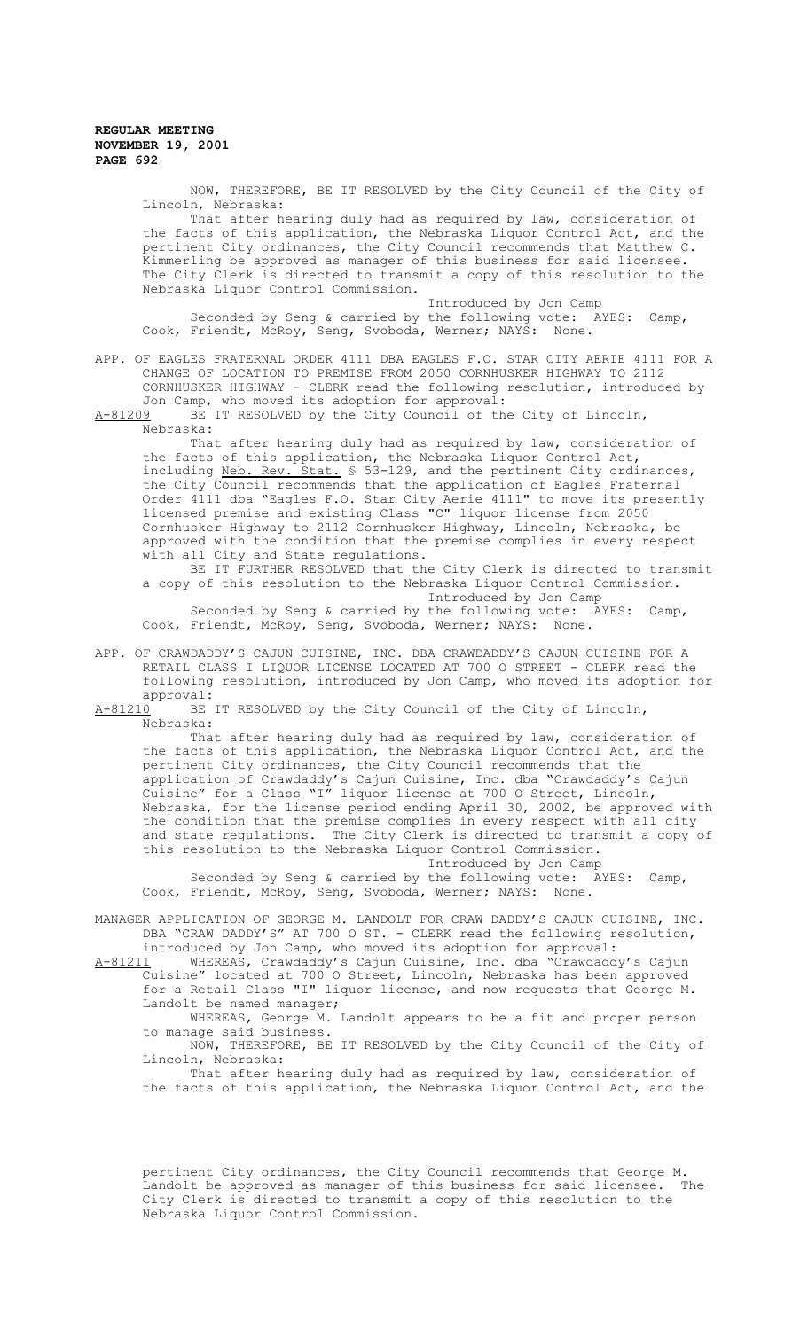NOW, THEREFORE, BE IT RESOLVED by the City Council of the City of Lincoln, Nebraska:

That after hearing duly had as required by law, consideration of the facts of this application, the Nebraska Liquor Control Act, and the pertinent City ordinances, the City Council recommends that Matthew C. Kimmerling be approved as manager of this business for said licensee. The City Clerk is directed to transmit a copy of this resolution to the Nebraska Liquor Control Commission.

Introduced by Jon Camp

Seconded by Seng & carried by the following vote: AYES: Camp, Cook, Friendt, McRoy, Seng, Svoboda, Werner; NAYS: None.

APP. OF EAGLES FRATERNAL ORDER 4111 DBA EAGLES F.O. STAR CITY AERIE 4111 FOR A CHANGE OF LOCATION TO PREMISE FROM 2050 CORNHUSKER HIGHWAY TO 2112 CORNHUSKER HIGHWAY - CLERK read the following resolution, introduced by Jon Camp, who moved its adoption for approval:

A-81209 BE IT RESOLVED by the City Council of the City of Lincoln, Nebraska:

That after hearing duly had as required by law, consideration of the facts of this application, the Nebraska Liquor Control Act, including Neb. Rev. Stat. § 53-129, and the pertinent City ordinances, the City Council recommends that the application of Eagles Fraternal Order 4111 dba "Eagles F.O. Star City Aerie 4111" to move its presently licensed premise and existing Class "C" liquor license from 2050 Cornhusker Highway to 2112 Cornhusker Highway, Lincoln, Nebraska, be approved with the condition that the premise complies in every respect with all City and State regulations.

BE IT FURTHER RESOLVED that the City Clerk is directed to transmit a copy of this resolution to the Nebraska Liquor Control Commission.

Introduced by Jon Camp

Seconded by Seng & carried by the following vote: AYES: Camp, Cook, Friendt, McRoy, Seng, Svoboda, Werner; NAYS: None.

APP. OF CRAWDADDY'S CAJUN CUISINE, INC. DBA CRAWDADDY'S CAJUN CUISINE FOR A RETAIL CLASS I LIQUOR LICENSE LOCATED AT 700 O STREET - CLERK read the following resolution, introduced by Jon Camp, who moved its adoption for approval:

A-81210 BE IT RESOLVED by the City Council of the City of Lincoln, Nebraska:

That after hearing duly had as required by law, consideration of the facts of this application, the Nebraska Liquor Control Act, and the pertinent City ordinances, the City Council recommends that the application of Crawdaddy's Cajun Cuisine, Inc. dba "Crawdaddy's Cajun Cuisine" for a Class "I" liquor license at 700 O Street, Lincoln, Nebraska, for the license period ending April 30, 2002, be approved with the condition that the premise complies in every respect with all city and state regulations. The City Clerk is directed to transmit a copy of this resolution to the Nebraska Liquor Control Commission.

Introduced by Jon Camp

Seconded by Seng & carried by the following vote: AYES: Camp, Cook, Friendt, McRoy, Seng, Svoboda, Werner; NAYS: None.

MANAGER APPLICATION OF GEORGE M. LANDOLT FOR CRAW DADDY'S CAJUN CUISINE, INC. DBA "CRAW DADDY'S" AT 700 O ST. - CLERK read the following resolution, introduced by Jon Camp, who moved its adoption for approval:

A-81211 WHEREAS, Crawdaddy's Cajun Cuisine, Inc. dba "Crawdaddy's Cajun Cuisine" located at 700 O Street, Lincoln, Nebraska has been approved for a Retail Class "I" liquor license, and now requests that George M. Landolt be named manager;

WHEREAS, George M. Landolt appears to be a fit and proper person to manage said business.

NOW, THEREFORE, BE IT RESOLVED by the City Council of the City of Lincoln, Nebraska:

That after hearing duly had as required by law, consideration of the facts of this application, the Nebraska Liquor Control Act, and the pertinent City ordinances, the City Council recommends that George M. Landolt be approved as manager of this business for said licensee. The City Clerk is directed to transmit a copy of this resolution to the Nebraska Liquor Control Commission.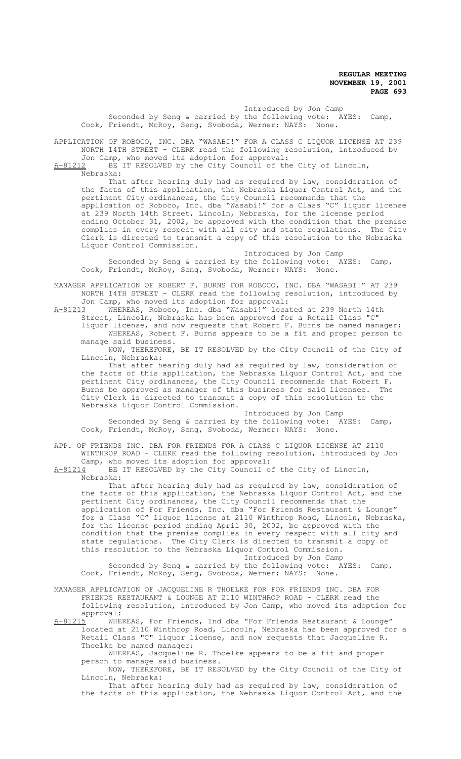Introduced by Jon Camp

Seconded by Seng & carried by the following vote: AYES: Camp, Cook, Friendt, McRoy, Seng, Svoboda, Werner; NAYS: None.

APPLICATION OF ROBOCO, INC. DBA "WASABI!" FOR A CLASS C LIQUOR LICENSE AT 239 NORTH 14TH STREET - CLERK read the following resolution, introduced by Jon Camp, who moved its adoption for approval:

A-81212 BE IT RESOLVED by the City Council of the City of Lincoln, Nebraska:

That after hearing duly had as required by law, consideration of the facts of this application, the Nebraska Liquor Control Act, and the pertinent City ordinances, the City Council recommends that the application of Roboco, Inc. dba "Wasabi!" for a Class "C" liquor license at 239 North 14th Street, Lincoln, Nebraska, for the license period ending October 31, 2002, be approved with the condition that the premise complies in every respect with all city and state regulations. The City Clerk is directed to transmit a copy of this resolution to the Nebraska Liquor Control Commission.

Introduced by Jon Camp

Seconded by Seng & carried by the following vote: AYES: Camp, Cook, Friendt, McRoy, Seng, Svoboda, Werner; NAYS: None.

MANAGER APPLICATION OF ROBERT F. BURNS FOR ROBOCO, INC. DBA "WASABI!" AT 239 NORTH 14TH STREET - CLERK read the following resolution, introduced by Jon Camp, who moved its adoption for approval:

A-81213 WHEREAS, Roboco, Inc. dba "Wasabi!" located at 239 North 14th Street, Lincoln, Nebraska has been approved for a Retail Class "C" liquor license, and now requests that Robert F. Burns be named manager;

WHEREAS, Robert F. Burns appears to be a fit and proper person to manage said business.

NOW, THEREFORE, BE IT RESOLVED by the City Council of the City of Lincoln, Nebraska:

That after hearing duly had as required by law, consideration of the facts of this application, the Nebraska Liquor Control Act, and the pertinent City ordinances, the City Council recommends that Robert F. Burns be approved as manager of this business for said licensee. The City Clerk is directed to transmit a copy of this resolution to the Nebraska Liquor Control Commission.

Introduced by Jon Camp

Seconded by Seng & carried by the following vote: AYES: Camp, Cook, Friendt, McRoy, Seng, Svoboda, Werner; NAYS: None.

APP. OF FRIENDS INC. DBA FOR FRIENDS FOR A CLASS C LIQUOR LICENSE AT 2110 WINTHROP ROAD - CLERK read the following resolution, introduced by Jon Camp, who moved its adoption for approval:

A-81214 BE IT RESOLVED by the City Council of the City of Lincoln, Nebraska:

That after hearing duly had as required by law, consideration of the facts of this application, the Nebraska Liquor Control Act, and the pertinent City ordinances, the City Council recommends that the application of For Friends, Inc. dba "For Friends Restaurant & Lounge" for a Class "C" liquor license at 2110 Winthrop Road, Lincoln, Nebraska, for the license period ending April 30, 2002, be approved with the condition that the premise complies in every respect with all city and state regulations. The City Clerk is directed to transmit a copy of this resolution to the Nebraska Liquor Control Commission.

Introduced by Jon Camp

Seconded by Seng & carried by the following vote: AYES: Camp, Cook, Friendt, McRoy, Seng, Svoboda, Werner; NAYS: None.

MANAGER APPLICATION OF JACQUELINE R THOELKE FOR FOR FRIENDS INC. DBA FOR FRIENDS RESTAURANT & LOUNGE AT 2110 WINTHROP ROAD - CLERK read the following resolution, introduced by Jon Camp, who moved its adoption for approval:

A-81215 WHEREAS, For Friends, Ind dba "For Friends Restaurant & Lounge" located at 2110 Winthrop Road, Lincoln, Nebraska has been approved for a Retail Class "C" liquor license, and now requests that Jacqueline R. Thoelke be named manager;

WHEREAS, Jacqueline R. Thoelke appears to be a fit and proper person to manage said business.

NOW, THEREFORE, BE IT RESOLVED by the City Council of the City of Lincoln, Nebraska:

That after hearing duly had as required by law, consideration of the facts of this application, the Nebraska Liquor Control Act, and the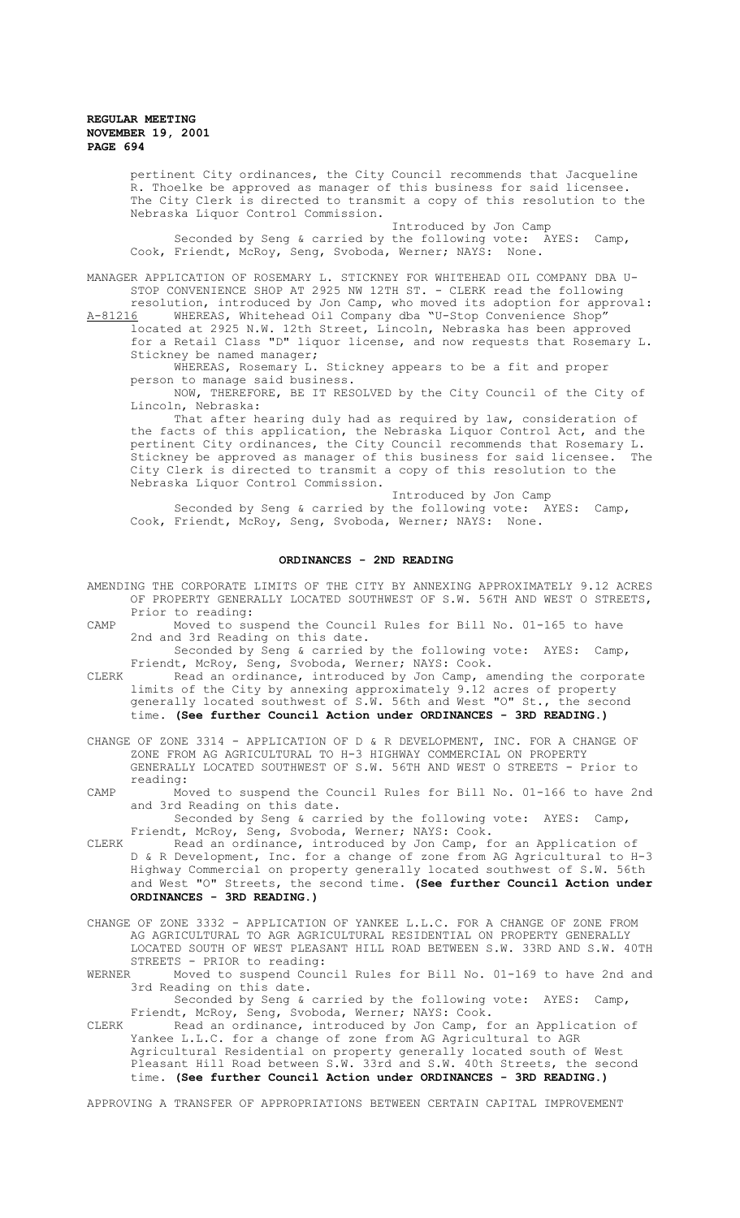pertinent City ordinances, the City Council recommends that Jacqueline R. Thoelke be approved as manager of this business for said licensee. The City Clerk is directed to transmit a copy of this resolution to the Nebraska Liquor Control Commission.

Introduced by Jon Camp

Seconded by Seng & carried by the following vote: AYES: Camp, Cook, Friendt, McRoy, Seng, Svoboda, Werner; NAYS: None.

MANAGER APPLICATION OF ROSEMARY L. STICKNEY FOR WHITEHEAD OIL COMPANY DBA U-STOP CONVENIENCE SHOP AT 2925 NW 12TH ST. - CLERK read the following resolution, introduced by Jon Camp, who moved its adoption for approval:

A-81216 WHEREAS, Whitehead Oil Company dba "U-Stop Convenience Shop" located at 2925 N.W. 12th Street, Lincoln, Nebraska has been approved for a Retail Class "D" liquor license, and now requests that Rosemary L. Stickney be named manager;

WHEREAS, Rosemary L. Stickney appears to be a fit and proper person to manage said business.

NOW, THEREFORE, BE IT RESOLVED by the City Council of the City of Lincoln, Nebraska:

That after hearing duly had as required by law, consideration of the facts of this application, the Nebraska Liquor Control Act, and the pertinent City ordinances, the City Council recommends that Rosemary L. Stickney be approved as manager of this business for said licensee. The City Clerk is directed to transmit a copy of this resolution to the Nebraska Liquor Control Commission.

Introduced by Jon Camp

Seconded by Seng & carried by the following vote: AYES: Camp, Cook, Friendt, McRoy, Seng, Svoboda, Werner; NAYS: None.

## ORDINANCES - 2ND READING

AMENDING THE CORPORATE LIMITS OF THE CITY BY ANNEXING APPROXIMATELY 9.12 ACRES OF PROPERTY GENERALLY LOCATED SOUTHWEST OF S.W. 56TH AND WEST O STREETS, Prior to reading:

CAMP Moved to suspend the Council Rules for Bill No. 01-165 to have 2nd and 3rd Reading on this date.

Seconded by Seng & carried by the following vote: AYES: Camp, Friendt, McRoy, Seng, Svoboda, Werner; NAYS: Cook.

CLERK Read an ordinance, introduced by Jon Camp, amending the corporate limits of the City by annexing approximately 9.12 acres of property generally located southwest of S.W. 56th and West "O" St., the second time. **(See further Council Action under ORDINANCES - 3RD READING.)**

CHANGE OF ZONE 3314 - APPLICATION OF D & R DEVELOPMENT, INC. FOR A CHANGE OF ZONE FROM AG AGRICULTURAL TO H-3 HIGHWAY COMMERCIAL ON PROPERTY GENERALLY LOCATED SOUTHWEST OF S.W. 56TH AND WEST O STREETS - Prior to reading:

CAMP Moved to suspend the Council Rules for Bill No. 01-166 to have 2nd and 3rd Reading on this date.

Seconded by Seng & carried by the following vote: AYES: Camp, Friendt, McRoy, Seng, Svoboda, Werner; NAYS: Cook.

CLERK Read an ordinance, introduced by Jon Camp, for an Application of D & R Development, Inc. for a change of zone from AG Agricultural to H-3 Highway Commercial on property generally located southwest of S.W. 56th and West "O" Streets, the second time. **(See further Council Action under ORDINANCES - 3RD READING.)**

CHANGE OF ZONE 3332 - APPLICATION OF YANKEE L.L.C. FOR A CHANGE OF ZONE FROM AG AGRICULTURAL TO AGR AGRICULTURAL RESIDENTIAL ON PROPERTY GENERALLY LOCATED SOUTH OF WEST PLEASANT HILL ROAD BETWEEN S.W. 33RD AND S.W. 40TH STREETS - PRIOR to reading:

WERNER Moved to suspend Council Rules for Bill No. 01-169 to have 2nd and 3rd Reading on this date.

Seconded by Seng & carried by the following vote: AYES: Camp, Friendt, McRoy, Seng, Svoboda, Werner; NAYS: Cook.

CLERK Read an ordinance, introduced by Jon Camp, for an Application of Yankee L.L.C. for a change of zone from AG Agricultural to AGR Agricultural Residential on property generally located south of West Pleasant Hill Road between S.W. 33rd and S.W. 40th Streets, the second time. **(See further Council Action under ORDINANCES - 3RD READING.)**

APPROVING A TRANSFER OF APPROPRIATIONS BETWEEN CERTAIN CAPITAL IMPROVEMENT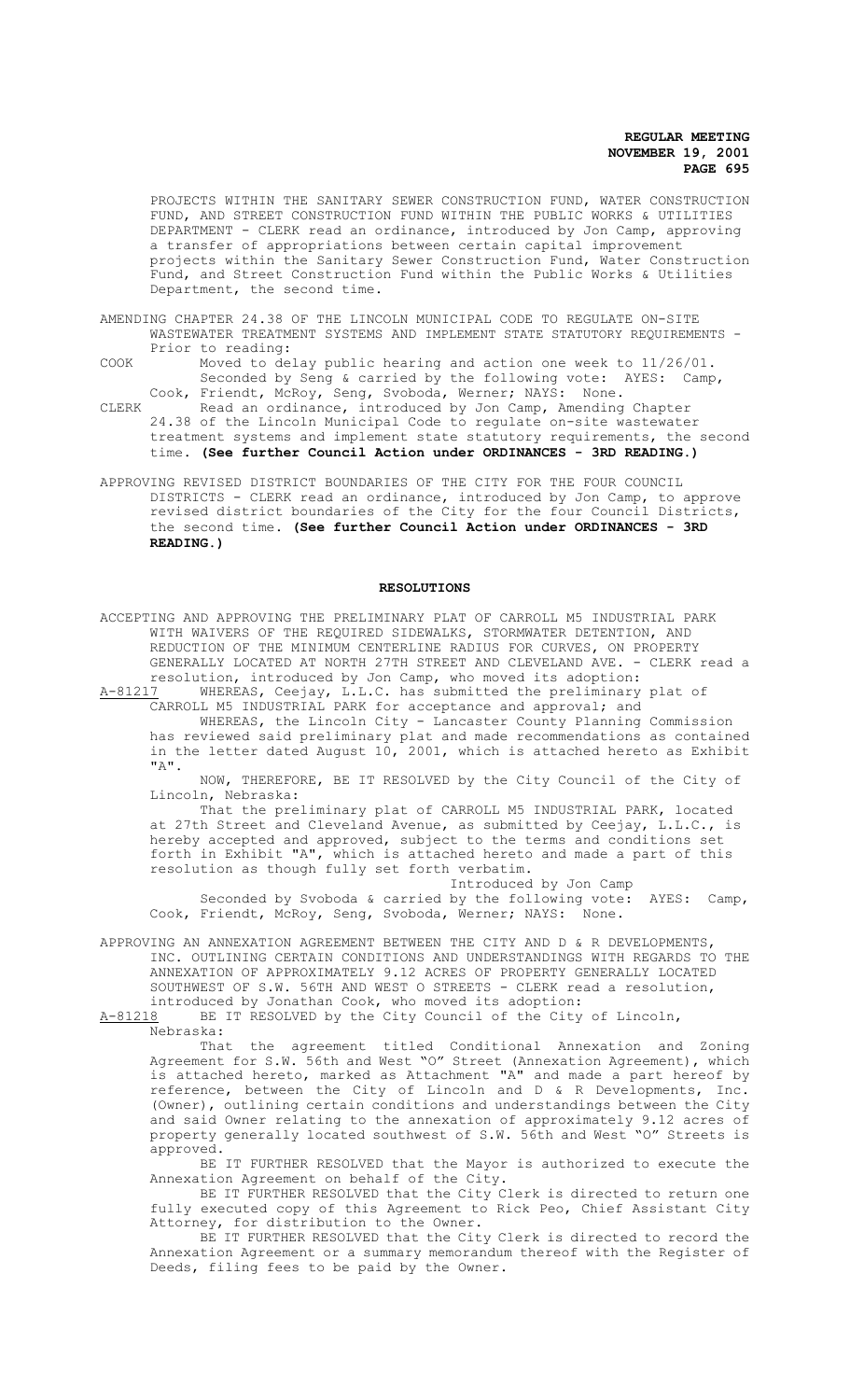PROJECTS WITHIN THE SANITARY SEWER CONSTRUCTION FUND, WATER CONSTRUCTION FUND, AND STREET CONSTRUCTION FUND WITHIN THE PUBLIC WORKS & UTILITIES DEPARTMENT - CLERK read an ordinance, introduced by Jon Camp, approving a transfer of appropriations between certain capital improvement projects within the Sanitary Sewer Construction Fund, Water Construction Fund, and Street Construction Fund within the Public Works & Utilities Department, the second time.

AMENDING CHAPTER 24.38 OF THE LINCOLN MUNICIPAL CODE TO REGULATE ON-SITE WASTEWATER TREATMENT SYSTEMS AND IMPLEMENT STATE STATUTORY REQUIREMENTS - Prior to reading:

COOK Moved to delay public hearing and action one week to 11/26/01.
Seconded by Seng & carried by the following vote: AYES: Camp, Cook, Friendt, McRoy, Seng, Svoboda, Werner; NAYS: None.

CLERK Read an ordinance, introduced by Jon Camp, Amending Chapter 24.38 of the Lincoln Municipal Code to regulate on-site wastewater treatment systems and implement state statutory requirements, the second time. **(See further Council Action under ORDINANCES - 3RD READING.)**

APPROVING REVISED DISTRICT BOUNDARIES OF THE CITY FOR THE FOUR COUNCIL DISTRICTS - CLERK read an ordinance, introduced by Jon Camp, to approve revised district boundaries of the City for the four Council Districts, the second time. **(See further Council Action under ORDINANCES - 3RD READING.)**

## RESOLUTIONS

ACCEPTING AND APPROVING THE PRELIMINARY PLAT OF CARROLL M5 INDUSTRIAL PARK WITH WAIVERS OF THE REQUIRED SIDEWALKS, STORMWATER DETENTION, AND REDUCTION OF THE MINIMUM CENTERLINE RADIUS FOR CURVES, ON PROPERTY GENERALLY LOCATED AT NORTH 27TH STREET AND CLEVELAND AVE. - CLERK read a resolution, introduced by Jon Camp, who moved its adoption:

A-81217 WHEREAS, Ceejay, L.L.C. has submitted the preliminary plat of CARROLL M5 INDUSTRIAL PARK for acceptance and approval; and

WHEREAS, the Lincoln City - Lancaster County Planning Commission has reviewed said preliminary plat and made recommendations as contained in the letter dated August 10, 2001, which is attached hereto as Exhibit "A".

NOW, THEREFORE, BE IT RESOLVED by the City Council of the City of Lincoln, Nebraska:

That the preliminary plat of CARROLL M5 INDUSTRIAL PARK, located at 27th Street and Cleveland Avenue, as submitted by Ceejay, L.L.C., is hereby accepted and approved, subject to the terms and conditions set forth in Exhibit "A", which is attached hereto and made a part of this resolution as though fully set forth verbatim.

Introduced by Jon Camp

Seconded by Svoboda & carried by the following vote: AYES: Camp, Cook, Friendt, McRoy, Seng, Svoboda, Werner; NAYS: None.

APPROVING AN ANNEXATION AGREEMENT BETWEEN THE CITY AND D & R DEVELOPMENTS, INC. OUTLINING CERTAIN CONDITIONS AND UNDERSTANDINGS WITH REGARDS TO THE ANNEXATION OF APPROXIMATELY 9.12 ACRES OF PROPERTY GENERALLY LOCATED SOUTHWEST OF S.W. 56TH AND WEST O STREETS - CLERK read a resolution, introduced by Jonathan Cook, who moved its adoption:

A-81218 BE IT RESOLVED by the City Council of the City of Lincoln, Nebraska:

That the agreement titled Conditional Annexation and Zoning Agreement for S.W. 56th and West "O" Street (Annexation Agreement), which is attached hereto, marked as Attachment "A" and made a part hereof by reference, between the City of Lincoln and D & R Developments, Inc. (Owner), outlining certain conditions and understandings between the City and said Owner relating to the annexation of approximately 9.12 acres of property generally located southwest of S.W. 56th and West "O" Streets is approved.

BE IT FURTHER RESOLVED that the Mayor is authorized to execute the Annexation Agreement on behalf of the City.

BE IT FURTHER RESOLVED that the City Clerk is directed to return one fully executed copy of this Agreement to Rick Peo, Chief Assistant City Attorney, for distribution to the Owner.

BE IT FURTHER RESOLVED that the City Clerk is directed to record the Annexation Agreement or a summary memorandum thereof with the Register of Deeds, filing fees to be paid by the Owner.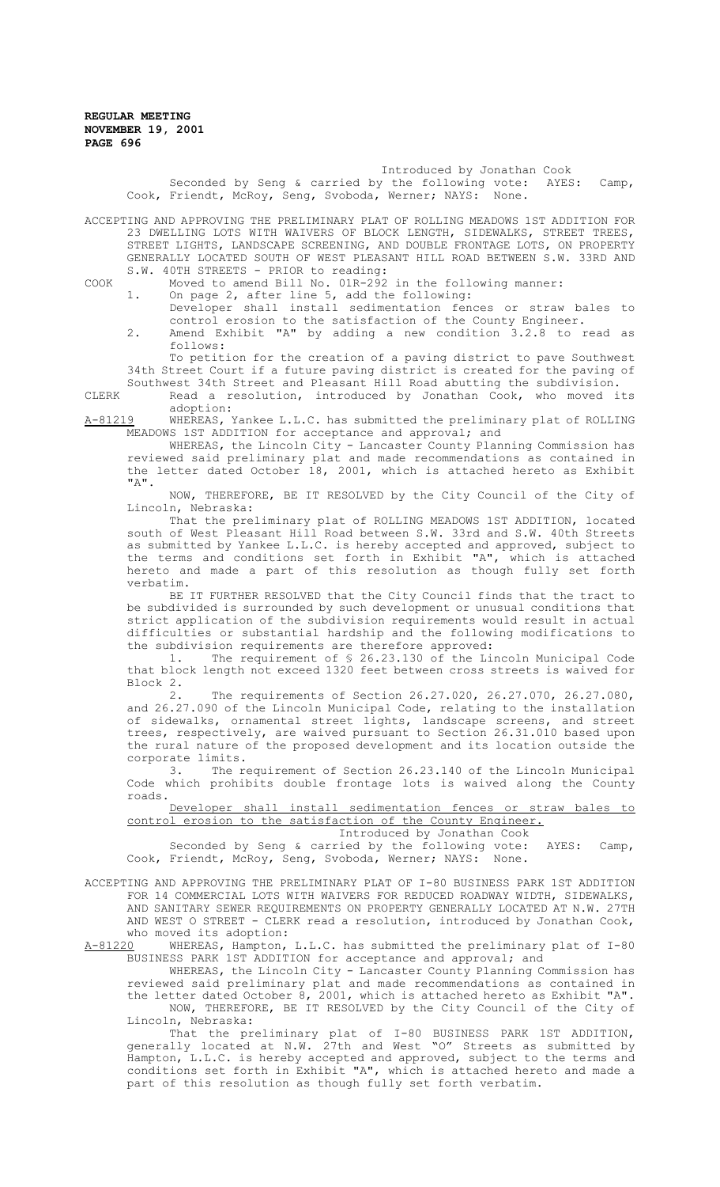Introduced by Jonathan Cook

Seconded by Seng & carried by the following vote: AYES: Camp, Cook, Friendt, McRoy, Seng, Svoboda, Werner; NAYS: None.

ACCEPTING AND APPROVING THE PRELIMINARY PLAT OF ROLLING MEADOWS 1ST ADDITION FOR 23 DWELLING LOTS WITH WAIVERS OF BLOCK LENGTH, SIDEWALKS, STREET TREES, STREET LIGHTS, LANDSCAPE SCREENING, AND DOUBLE FRONTAGE LOTS, ON PROPERTY GENERALLY LOCATED SOUTH OF WEST PLEASANT HILL ROAD BETWEEN S.W. 33RD AND S.W. 40TH STREETS - PRIOR to reading:

COOK Moved to amend Bill No. 01R-292 in the following manner:

1. On page 2, after line 5, add the following:
   Developer shall install sedimentation fences or straw bales to control erosion to the satisfaction of the County Engineer.
2. Amend Exhibit "A" by adding a new condition 3.2.8 to read as follows:

To petition for the creation of a paving district to pave Southwest 34th Street Court if a future paving district is created for the paving of Southwest 34th Street and Pleasant Hill Road abutting the subdivision.

CLERK Read a resolution, introduced by Jonathan Cook, who moved its adoption:

A-81219 WHEREAS, Yankee L.L.C. has submitted the preliminary plat of ROLLING MEADOWS 1ST ADDITION for acceptance and approval; and

WHEREAS, the Lincoln City - Lancaster County Planning Commission has reviewed said preliminary plat and made recommendations as contained in the letter dated October 18, 2001, which is attached hereto as Exhibit "A".

NOW, THEREFORE, BE IT RESOLVED by the City Council of the City of Lincoln, Nebraska:

That the preliminary plat of ROLLING MEADOWS 1ST ADDITION, located south of West Pleasant Hill Road between S.W. 33rd and S.W. 40th Streets as submitted by Yankee L.L.C. is hereby accepted and approved, subject to the terms and conditions set forth in Exhibit "A", which is attached hereto and made a part of this resolution as though fully set forth verbatim.

BE IT FURTHER RESOLVED that the City Council finds that the tract to be subdivided is surrounded by such development or unusual conditions that strict application of the subdivision requirements would result in actual difficulties or substantial hardship and the following modifications to the subdivision requirements are therefore approved:

1. The requirement of § 26.23.130 of the Lincoln Municipal Code that block length not exceed 1320 feet between cross streets is waived for Block 2.
2. The requirements of Section 26.27.020, 26.27.070, 26.27.080, and 26.27.090 of the Lincoln Municipal Code, relating to the installation of sidewalks, ornamental street lights, landscape screens, and street trees, respectively, are waived pursuant to Section 26.31.010 based upon the rural nature of the proposed development and its location outside the corporate limits.
3. The requirement of Section 26.23.140 of the Lincoln Municipal Code which prohibits double frontage lots is waived along the County roads.

<u>Developer shall install sedimentation fences or straw bales to control erosion to the satisfaction of the County Engineer.</u>

Introduced by Jonathan Cook

Seconded by Seng & carried by the following vote: AYES: Camp, Cook, Friendt, McRoy, Seng, Svoboda, Werner; NAYS: None.

ACCEPTING AND APPROVING THE PRELIMINARY PLAT OF I-80 BUSINESS PARK 1ST ADDITION FOR 14 COMMERCIAL LOTS WITH WAIVERS FOR REDUCED ROADWAY WIDTH, SIDEWALKS, AND SANITARY SEWER REQUIREMENTS ON PROPERTY GENERALLY LOCATED AT N.W. 27TH AND WEST O STREET - CLERK read a resolution, introduced by Jonathan Cook, who moved its adoption:

A-81220 WHEREAS, Hampton, L.L.C. has submitted the preliminary plat of I-80 BUSINESS PARK 1ST ADDITION for acceptance and approval; and

WHEREAS, the Lincoln City - Lancaster County Planning Commission has reviewed said preliminary plat and made recommendations as contained in the letter dated October 8, 2001, which is attached hereto as Exhibit "A".

NOW, THEREFORE, BE IT RESOLVED by the City Council of the City of Lincoln, Nebraska:

That the preliminary plat of I-80 BUSINESS PARK 1ST ADDITION, generally located at N.W. 27th and West "O" Streets as submitted by Hampton, L.L.C. is hereby accepted and approved, subject to the terms and conditions set forth in Exhibit "A", which is attached hereto and made a part of this resolution as though fully set forth verbatim.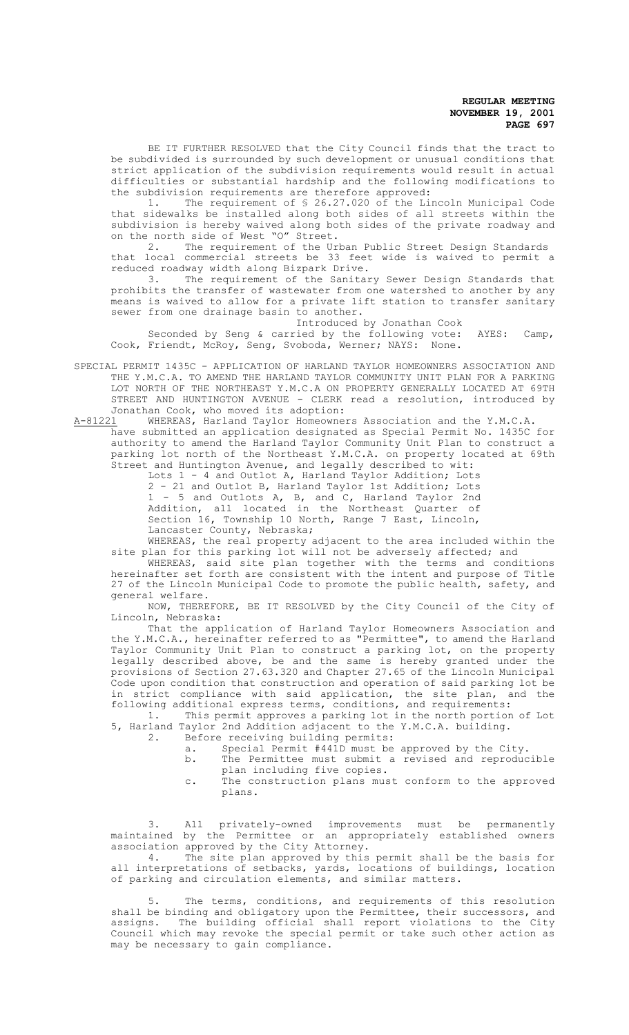BE IT FURTHER RESOLVED that the City Council finds that the tract to be subdivided is surrounded by such development or unusual conditions that strict application of the subdivision requirements would result in actual difficulties or substantial hardship and the following modifications to the subdivision requirements are therefore approved:

1. The requirement of § 26.27.020 of the Lincoln Municipal Code that sidewalks be installed along both sides of all streets within the subdivision is hereby waived along both sides of the private roadway and on the north side of West "O" Street.

2. The requirement of the Urban Public Street Design Standards that local commercial streets be 33 feet wide is waived to permit a reduced roadway width along Bizpark Drive.

3. The requirement of the Sanitary Sewer Design Standards that prohibits the transfer of wastewater from one watershed to another by any means is waived to allow for a private lift station to transfer sanitary sewer from one drainage basin to another.

Introduced by Jonathan Cook

Seconded by Seng & carried by the following vote: AYES: Camp, Cook, Friendt, McRoy, Seng, Svoboda, Werner; NAYS: None.

SPECIAL PERMIT 1435C - APPLICATION OF HARLAND TAYLOR HOMEOWNERS ASSOCIATION AND THE Y.M.C.A. TO AMEND THE HARLAND TAYLOR COMMUNITY UNIT PLAN FOR A PARKING LOT NORTH OF THE NORTHEAST Y.M.C.A ON PROPERTY GENERALLY LOCATED AT 69TH STREET AND HUNTINGTON AVENUE - CLERK read a resolution, introduced by Jonathan Cook, who moved its adoption:

A-81221 WHEREAS, Harland Taylor Homeowners Association and the Y.M.C.A. have submitted an application designated as Special Permit No. 1435C for authority to amend the Harland Taylor Community Unit Plan to construct a parking lot north of the Northeast Y.M.C.A. on property located at 69th Street and Huntington Avenue, and legally described to wit:

Lots 1 - 4 and Outlot A, Harland Taylor Addition; Lots 2 - 21 and Outlot B, Harland Taylor 1st Addition; Lots 1 - 5 and Outlots A, B, and C, Harland Taylor 2nd Addition, all located in the Northeast Quarter of Section 16, Township 10 North, Range 7 East, Lincoln, Lancaster County, Nebraska;

WHEREAS, the real property adjacent to the area included within the site plan for this parking lot will not be adversely affected; and

WHEREAS, said site plan together with the terms and conditions hereinafter set forth are consistent with the intent and purpose of Title 27 of the Lincoln Municipal Code to promote the public health, safety, and general welfare.

NOW, THEREFORE, BE IT RESOLVED by the City Council of the City of Lincoln, Nebraska:

That the application of Harland Taylor Homeowners Association and the Y.M.C.A., hereinafter referred to as "Permittee", to amend the Harland Taylor Community Unit Plan to construct a parking lot, on the property legally described above, be and the same is hereby granted under the provisions of Section 27.63.320 and Chapter 27.65 of the Lincoln Municipal Code upon condition that construction and operation of said parking lot be in strict compliance with said application, the site plan, and the following additional express terms, conditions, and requirements:

1. This permit approves a parking lot in the north portion of Lot 5, Harland Taylor 2nd Addition adjacent to the Y.M.C.A. building.

2. Before receiving building permits:
   a. Special Permit #441D must be approved by the City.
   b. The Permittee must submit a revised and reproducible plan including five copies.
   c. The construction plans must conform to the approved plans.

3. All privately-owned improvements must be permanently maintained by the Permittee or an appropriately established owners association approved by the City Attorney.

4. The site plan approved by this permit shall be the basis for all interpretations of setbacks, yards, locations of buildings, location of parking and circulation elements, and similar matters.

5. The terms, conditions, and requirements of this resolution shall be binding and obligatory upon the Permittee, their successors, and assigns. The building official shall report violations to the City Council which may revoke the special permit or take such other action as may be necessary to gain compliance.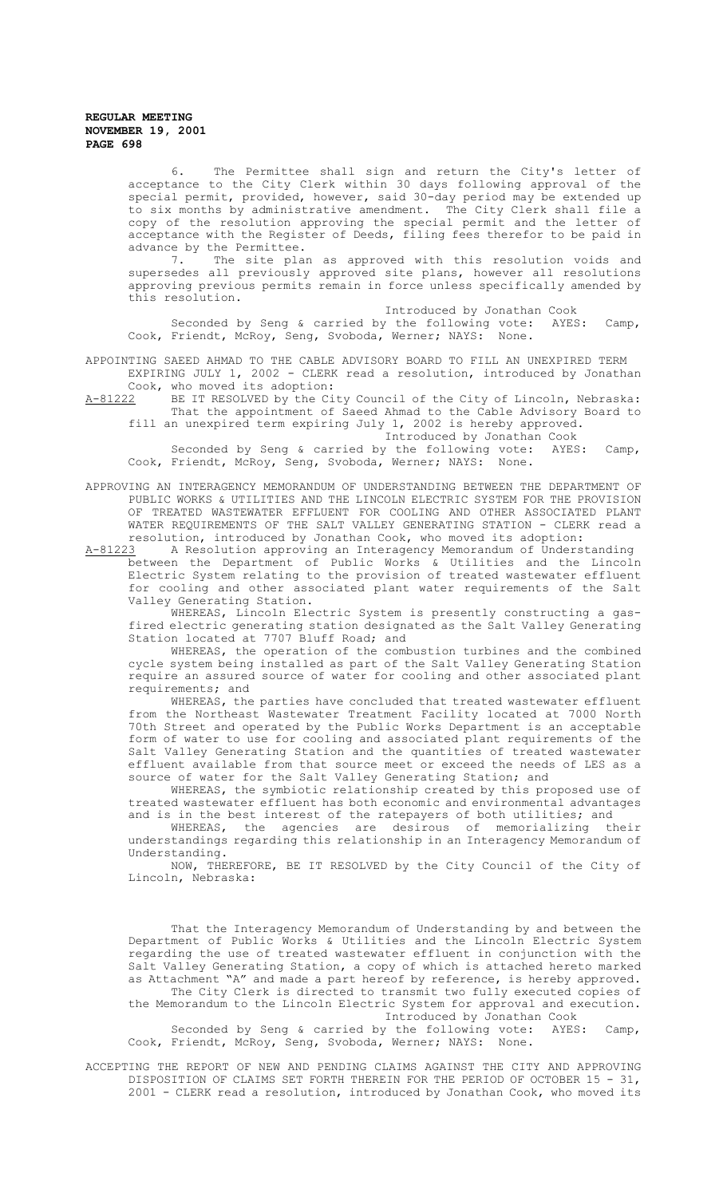6. The Permittee shall sign and return the City's letter of acceptance to the City Clerk within 30 days following approval of the special permit, provided, however, said 30-day period may be extended up to six months by administrative amendment. The City Clerk shall file a copy of the resolution approving the special permit and the letter of acceptance with the Register of Deeds, filing fees therefor to be paid in advance by the Permittee.

7. The site plan as approved with this resolution voids and supersedes all previously approved site plans, however all resolutions approving previous permits remain in force unless specifically amended by this resolution.

Introduced by Jonathan Cook

Seconded by Seng & carried by the following vote: AYES: Camp, Cook, Friendt, McRoy, Seng, Svoboda, Werner; NAYS: None.

APPOINTING SAEED AHMAD TO THE CABLE ADVISORY BOARD TO FILL AN UNEXPIRED TERM EXPIRING JULY 1, 2002 - CLERK read a resolution, introduced by Jonathan Cook, who moved its adoption:

A-81222 BE IT RESOLVED by the City Council of the City of Lincoln, Nebraska:

That the appointment of Saeed Ahmad to the Cable Advisory Board to fill an unexpired term expiring July 1, 2002 is hereby approved.

Introduced by Jonathan Cook

Seconded by Seng & carried by the following vote: AYES: Camp, Cook, Friendt, McRoy, Seng, Svoboda, Werner; NAYS: None.

APPROVING AN INTERAGENCY MEMORANDUM OF UNDERSTANDING BETWEEN THE DEPARTMENT OF PUBLIC WORKS & UTILITIES AND THE LINCOLN ELECTRIC SYSTEM FOR THE PROVISION OF TREATED WASTEWATER EFFLUENT FOR COOLING AND OTHER ASSOCIATED PLANT WATER REQUIREMENTS OF THE SALT VALLEY GENERATING STATION - CLERK read a resolution, introduced by Jonathan Cook, who moved its adoption:

A-81223 A Resolution approving an Interagency Memorandum of Understanding between the Department of Public Works & Utilities and the Lincoln Electric System relating to the provision of treated wastewater effluent for cooling and other associated plant water requirements of the Salt Valley Generating Station.

WHEREAS, Lincoln Electric System is presently constructing a gas-fired electric generating station designated as the Salt Valley Generating Station located at 7707 Bluff Road; and

WHEREAS, the operation of the combustion turbines and the combined cycle system being installed as part of the Salt Valley Generating Station require an assured source of water for cooling and other associated plant requirements; and

WHEREAS, the parties have concluded that treated wastewater effluent from the Northeast Wastewater Treatment Facility located at 7000 North 70th Street and operated by the Public Works Department is an acceptable form of water to use for cooling and associated plant requirements of the Salt Valley Generating Station and the quantities of treated wastewater effluent available from that source meet or exceed the needs of LES as a source of water for the Salt Valley Generating Station; and

WHEREAS, the symbiotic relationship created by this proposed use of treated wastewater effluent has both economic and environmental advantages and is in the best interest of the ratepayers of both utilities; and

WHEREAS, the agencies are desirous of memorializing their understandings regarding this relationship in an Interagency Memorandum of Understanding.

NOW, THEREFORE, BE IT RESOLVED by the City Council of the City of Lincoln, Nebraska:

That the Interagency Memorandum of Understanding by and between the Department of Public Works & Utilities and the Lincoln Electric System regarding the use of treated wastewater effluent in conjunction with the Salt Valley Generating Station, a copy of which is attached hereto marked as Attachment "A" and made a part hereof by reference, is hereby approved.

The City Clerk is directed to transmit two fully executed copies of the Memorandum to the Lincoln Electric System for approval and execution.

Introduced by Jonathan Cook

Seconded by Seng & carried by the following vote: AYES: Camp, Cook, Friendt, McRoy, Seng, Svoboda, Werner; NAYS: None.

ACCEPTING THE REPORT OF NEW AND PENDING CLAIMS AGAINST THE CITY AND APPROVING DISPOSITION OF CLAIMS SET FORTH THEREIN FOR THE PERIOD OF OCTOBER 15 - 31, 2001 - CLERK read a resolution, introduced by Jonathan Cook, who moved its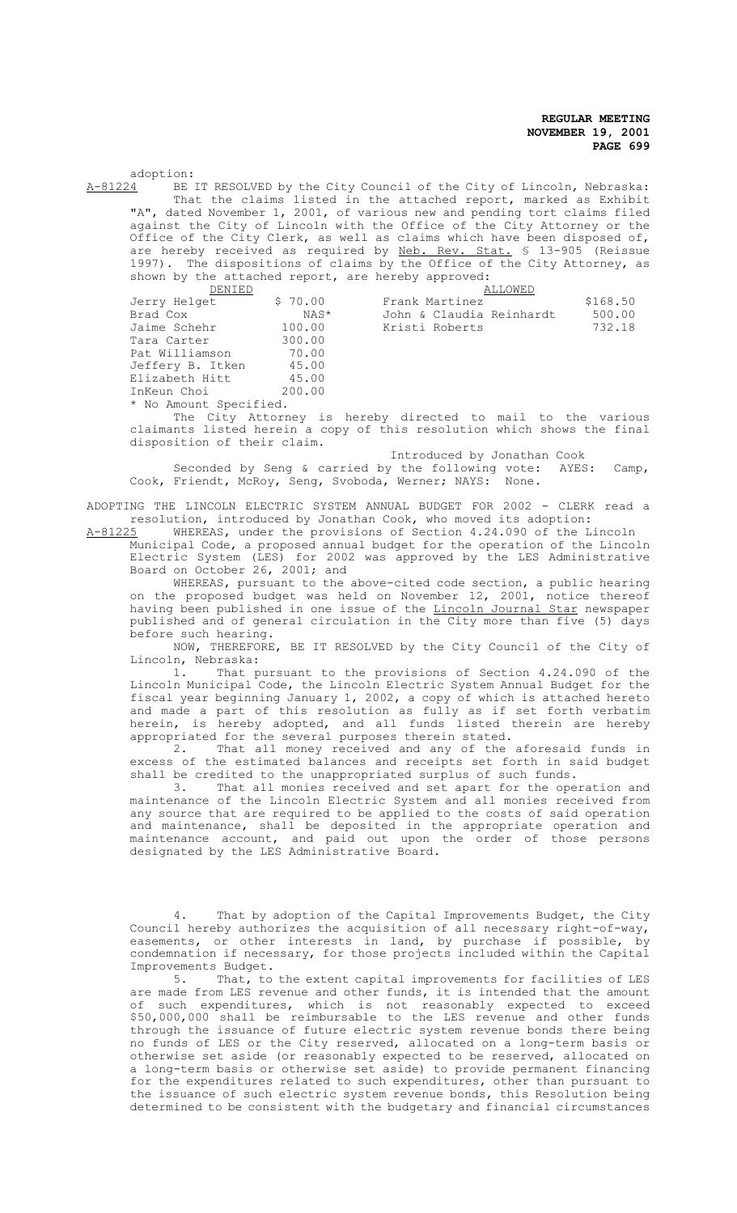adoption:

A-81224 BE IT RESOLVED by the City Council of the City of Lincoln, Nebraska:

That the claims listed in the attached report, marked as Exhibit "A", dated November 1, 2001, of various new and pending tort claims filed against the City of Lincoln with the Office of the City Attorney or the Office of the City Clerk, as well as claims which have been disposed of, are hereby received as required by Neb. Rev. Stat. § 13-905 (Reissue 1997). The dispositions of claims by the Office of the City Attorney, as shown by the attached report, are hereby approved:

| DENIED | | ALLOWED | |
|---|---|---|---|
| Jerry Helget | $ 70.00 | Frank Martinez | $168.50 |
| Brad Cox | NAS* | John & Claudia Reinhardt | 500.00 |
| Jaime Schehr | 100.00 | Kristi Roberts | 732.18 |
| Tara Carter | 300.00 | | |
| Pat Williamson | 70.00 | | |
| Jeffery B. Itken | 45.00 | | |
| Elizabeth Hitt | 45.00 | | |
| InKeun Choi | 200.00 | | |

\* No Amount Specified.

The City Attorney is hereby directed to mail to the various claimants listed herein a copy of this resolution which shows the final disposition of their claim.

Introduced by Jonathan Cook

Seconded by Seng & carried by the following vote: AYES: Camp, Cook, Friendt, McRoy, Seng, Svoboda, Werner; NAYS: None.

ADOPTING THE LINCOLN ELECTRIC SYSTEM ANNUAL BUDGET FOR 2002 - CLERK read a resolution, introduced by Jonathan Cook, who moved its adoption:

A-81225 WHEREAS, under the provisions of Section 4.24.090 of the Lincoln Municipal Code, a proposed annual budget for the operation of the Lincoln Electric System (LES) for 2002 was approved by the LES Administrative Board on October 26, 2001; and

WHEREAS, pursuant to the above-cited code section, a public hearing on the proposed budget was held on November 12, 2001, notice thereof having been published in one issue of the Lincoln Journal Star newspaper published and of general circulation in the City more than five (5) days before such hearing.

NOW, THEREFORE, BE IT RESOLVED by the City Council of the City of Lincoln, Nebraska:

1. That pursuant to the provisions of Section 4.24.090 of the Lincoln Municipal Code, the Lincoln Electric System Annual Budget for the fiscal year beginning January 1, 2002, a copy of which is attached hereto and made a part of this resolution as fully as if set forth verbatim herein, is hereby adopted, and all funds listed therein are hereby appropriated for the several purposes therein stated.

2. That all money received and any of the aforesaid funds in excess of the estimated balances and receipts set forth in said budget shall be credited to the unappropriated surplus of such funds.

3. That all monies received and set apart for the operation and maintenance of the Lincoln Electric System and all monies received from any source that are required to be applied to the costs of said operation and maintenance, shall be deposited in the appropriate operation and maintenance account, and paid out upon the order of those persons designated by the LES Administrative Board.

4. That by adoption of the Capital Improvements Budget, the City Council hereby authorizes the acquisition of all necessary right-of-way, easements, or other interests in land, by purchase if possible, by condemnation if necessary, for those projects included within the Capital Improvements Budget.

5. That, to the extent capital improvements for facilities of LES are made from LES revenue and other funds, it is intended that the amount of such expenditures, which is not reasonably expected to exceed $50,000,000 shall be reimbursable to the LES revenue and other funds through the issuance of future electric system revenue bonds there being no funds of LES or the City reserved, allocated on a long-term basis or otherwise set aside (or reasonably expected to be reserved, allocated on a long-term basis or otherwise set aside) to provide permanent financing for the expenditures related to such expenditures, other than pursuant to the issuance of such electric system revenue bonds, this Resolution being determined to be consistent with the budgetary and financial circumstances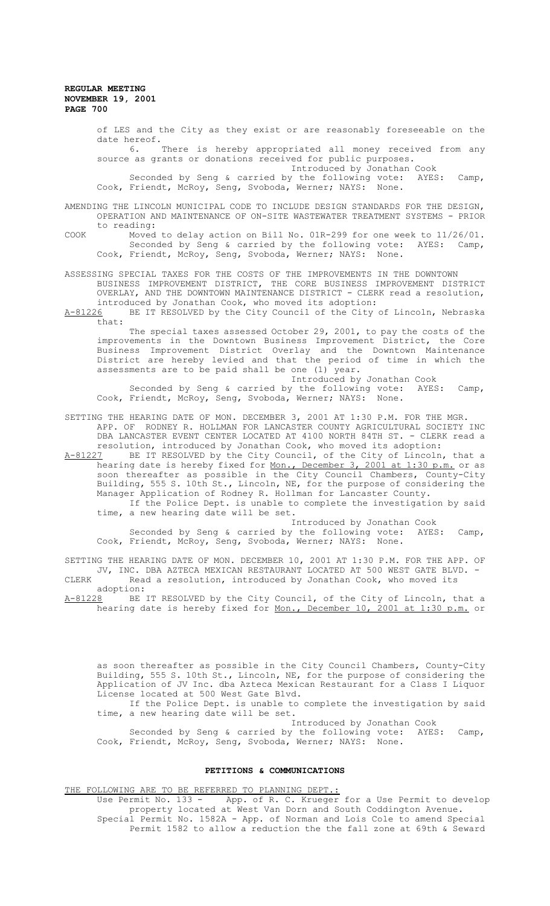of LES and the City as they exist or are reasonably foreseeable on the date hereof.

6. There is hereby appropriated all money received from any source as grants or donations received for public purposes.

Introduced by Jonathan Cook

Seconded by Seng & carried by the following vote: AYES: Camp, Cook, Friendt, McRoy, Seng, Svoboda, Werner; NAYS: None.

AMENDING THE LINCOLN MUNICIPAL CODE TO INCLUDE DESIGN STANDARDS FOR THE DESIGN, OPERATION AND MAINTENANCE OF ON-SITE WASTEWATER TREATMENT SYSTEMS - PRIOR to reading:

COOK Moved to delay action on Bill No. 01R-299 for one week to 11/26/01.

Seconded by Seng & carried by the following vote: AYES: Camp, Cook, Friendt, McRoy, Seng, Svoboda, Werner; NAYS: None.

ASSESSING SPECIAL TAXES FOR THE COSTS OF THE IMPROVEMENTS IN THE DOWNTOWN BUSINESS IMPROVEMENT DISTRICT, THE CORE BUSINESS IMPROVEMENT DISTRICT OVERLAY, AND THE DOWNTOWN MAINTENANCE DISTRICT - CLERK read a resolution, introduced by Jonathan Cook, who moved its adoption:

A-81226 BE IT RESOLVED by the City Council of the City of Lincoln, Nebraska that:

The special taxes assessed October 29, 2001, to pay the costs of the improvements in the Downtown Business Improvement District, the Core Business Improvement District Overlay and the Downtown Maintenance District are hereby levied and that the period of time in which the assessments are to be paid shall be one (1) year.

Introduced by Jonathan Cook

Seconded by Seng & carried by the following vote: AYES: Camp, Cook, Friendt, McRoy, Seng, Svoboda, Werner; NAYS: None.

SETTING THE HEARING DATE OF MON. DECEMBER 3, 2001 AT 1:30 P.M. FOR THE MGR. APP. OF RODNEY R. HOLLMAN FOR LANCASTER COUNTY AGRICULTURAL SOCIETY INC DBA LANCASTER EVENT CENTER LOCATED AT 4100 NORTH 84TH ST. - CLERK read a resolution, introduced by Jonathan Cook, who moved its adoption:

A-81227 BE IT RESOLVED by the City Council, of the City of Lincoln, that a hearing date is hereby fixed for Mon., December 3, 2001 at 1:30 p.m. or as soon thereafter as possible in the City Council Chambers, County-City Building, 555 S. 10th St., Lincoln, NE, for the purpose of considering the Manager Application of Rodney R. Hollman for Lancaster County.

If the Police Dept. is unable to complete the investigation by said time, a new hearing date will be set.

Introduced by Jonathan Cook

Seconded by Seng & carried by the following vote: AYES: Camp, Cook, Friendt, McRoy, Seng, Svoboda, Werner; NAYS: None.

SETTING THE HEARING DATE OF MON. DECEMBER 10, 2001 AT 1:30 P.M. FOR THE APP. OF JV, INC. DBA AZTECA MEXICAN RESTAURANT LOCATED AT 500 WEST GATE BLVD. - CLERK Read a resolution, introduced by Jonathan Cook, who moved its adoption:

A-81228 BE IT RESOLVED by the City Council, of the City of Lincoln, that a hearing date is hereby fixed for Mon., December 10, 2001 at 1:30 p.m. or as soon thereafter as possible in the City Council Chambers, County-City Building, 555 S. 10th St., Lincoln, NE, for the purpose of considering the Application of JV Inc. dba Azteca Mexican Restaurant for a Class I Liquor License located at 500 West Gate Blvd.

If the Police Dept. is unable to complete the investigation by said time, a new hearing date will be set.

Introduced by Jonathan Cook

Seconded by Seng & carried by the following vote: AYES: Camp, Cook, Friendt, McRoy, Seng, Svoboda, Werner; NAYS: None.

## PETITIONS & COMMUNICATIONS

THE FOLLOWING ARE TO BE REFERRED TO PLANNING DEPT.:

Use Permit No. 133 - App. of R. C. Krueger for a Use Permit to develop property located at West Van Dorn and South Coddington Avenue.

Special Permit No. 1582A - App. of Norman and Lois Cole to amend Special Permit 1582 to allow a reduction the the fall zone at 69th & Seward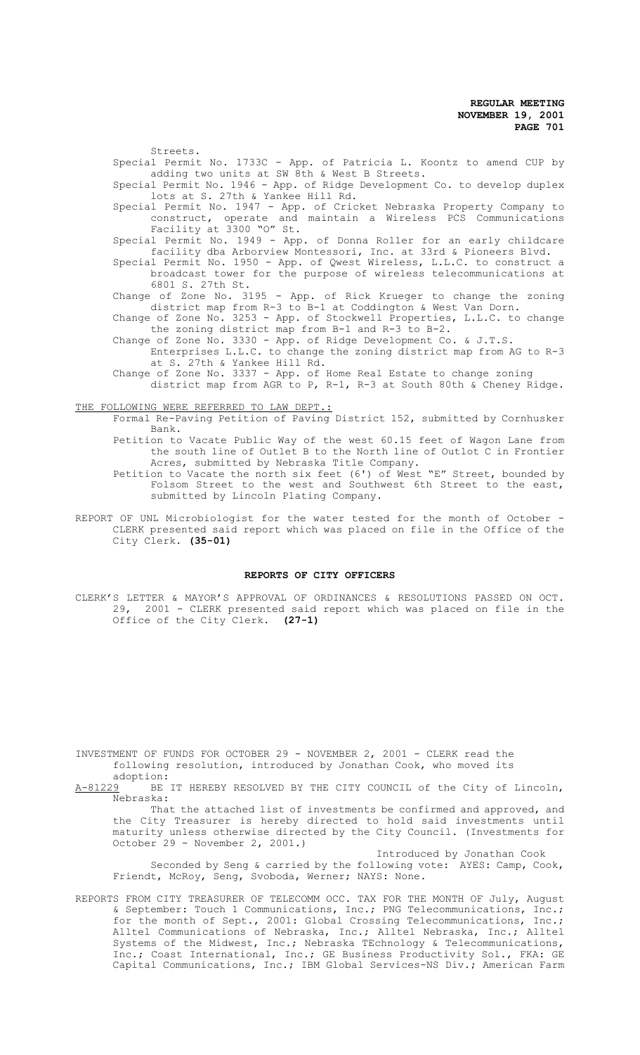Streets.

Special Permit No. 1733C - App. of Patricia L. Koontz to amend CUP by adding two units at SW 8th & West B Streets.

Special Permit No. 1946 - App. of Ridge Development Co. to develop duplex lots at S. 27th & Yankee Hill Rd.

Special Permit No. 1947 - App. of Cricket Nebraska Property Company to construct, operate and maintain a Wireless PCS Communications Facility at 3300 "O" St.

Special Permit No. 1949 - App. of Donna Roller for an early childcare facility dba Arborview Montessori, Inc. at 33rd & Pioneers Blvd.

Special Permit No. 1950 - App. of Qwest Wireless, L.L.C. to construct a broadcast tower for the purpose of wireless telecommunications at 6801 S. 27th St.

Change of Zone No. 3195 - App. of Rick Krueger to change the zoning district map from R-3 to B-1 at Coddington & West Van Dorn.

Change of Zone No. 3253 - App. of Stockwell Properties, L.L.C. to change the zoning district map from B-1 and R-3 to B-2.

Change of Zone No. 3330 - App. of Ridge Development Co. & J.T.S. Enterprises L.L.C. to change the zoning district map from AG to R-3 at S. 27th & Yankee Hill Rd.

Change of Zone No. 3337 - App. of Home Real Estate to change zoning district map from AGR to P, R-1, R-3 at South 80th & Cheney Ridge.

THE FOLLOWING WERE REFERRED TO LAW DEPT.:

Formal Re-Paving Petition of Paving District 152, submitted by Cornhusker Bank.

Petition to Vacate Public Way of the west 60.15 feet of Wagon Lane from the south line of Outlet B to the North line of Outlot C in Frontier Acres, submitted by Nebraska Title Company.

Petition to Vacate the north six feet (6') of West "E" Street, bounded by Folsom Street to the west and Southwest 6th Street to the east, submitted by Lincoln Plating Company.

REPORT OF UNL Microbiologist for the water tested for the month of October - CLERK presented said report which was placed on file in the Office of the City Clerk. **(35-01)**

## REPORTS OF CITY OFFICERS

CLERK'S LETTER & MAYOR'S APPROVAL OF ORDINANCES & RESOLUTIONS PASSED ON OCT. 29, 2001 - CLERK presented said report which was placed on file in the Office of the City Clerk. **(27-1)**

INVESTMENT OF FUNDS FOR OCTOBER 29 - NOVEMBER 2, 2001 - CLERK read the following resolution, introduced by Jonathan Cook, who moved its adoption:

A-81229 BE IT HEREBY RESOLVED BY THE CITY COUNCIL of the City of Lincoln, Nebraska:

That the attached list of investments be confirmed and approved, and the City Treasurer is hereby directed to hold said investments until maturity unless otherwise directed by the City Council. (Investments for October 29 - November 2, 2001.)

Introduced by Jonathan Cook

Seconded by Seng & carried by the following vote: AYES: Camp, Cook, Friendt, McRoy, Seng, Svoboda, Werner; NAYS: None.

REPORTS FROM CITY TREASURER OF TELECOMM OCC. TAX FOR THE MONTH OF July, August & September: Touch 1 Communications, Inc.; PNG Telecommunications, Inc.; for the month of Sept., 2001: Global Crossing Telecommunications, Inc.; Alltel Communications of Nebraska, Inc.; Alltel Nebraska, Inc.; Alltel Systems of the Midwest, Inc.; Nebraska TEchnology & Telecommunications, Inc.; Coast International, Inc.; GE Business Productivity Sol., FKA: GE Capital Communications, Inc.; IBM Global Services-NS Div.; American Farm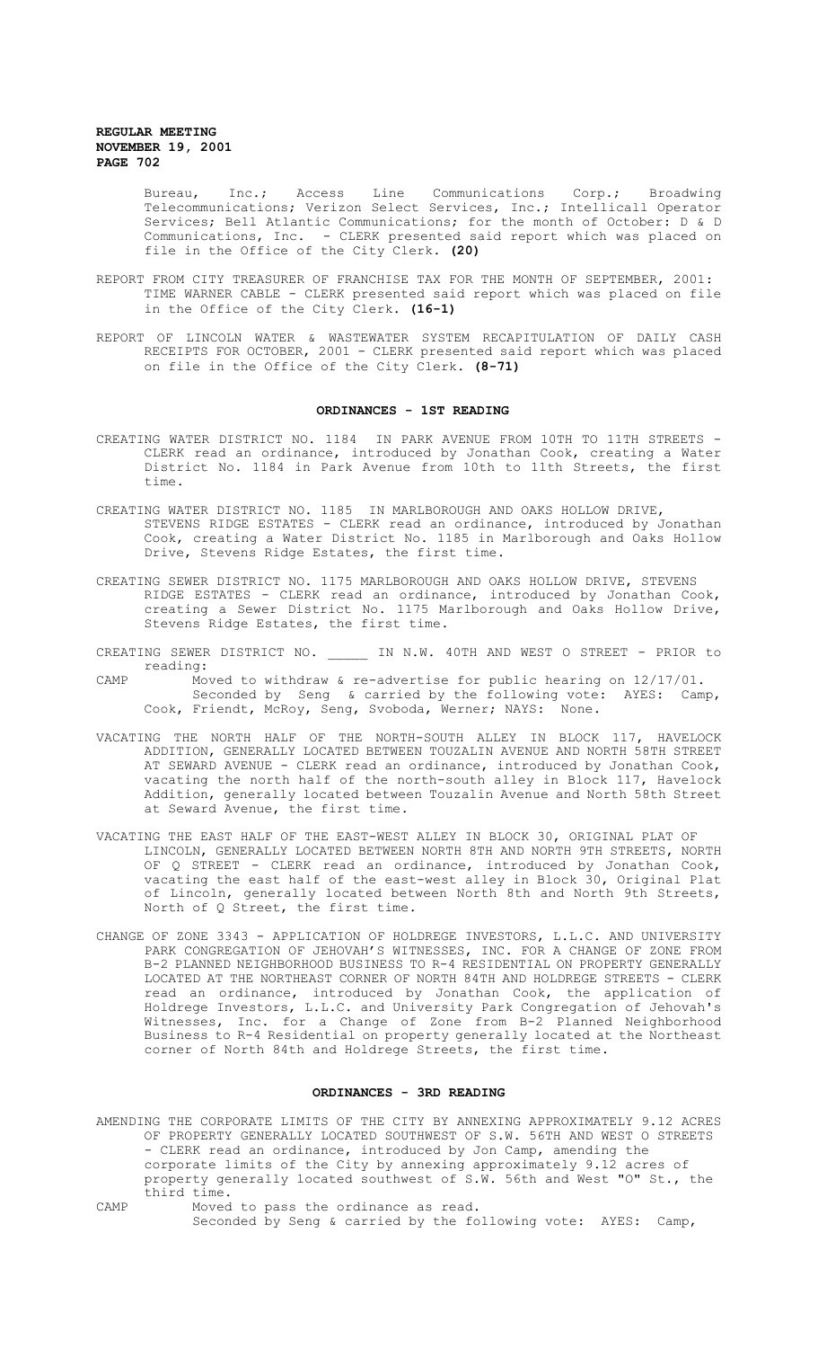Bureau, Inc.; Access Line Communications Corp.; Broadwing Telecommunications; Verizon Select Services, Inc.; Intellicall Operator Services; Bell Atlantic Communications; for the month of October: D & D Communications, Inc. - CLERK presented said report which was placed on file in the Office of the City Clerk. **(20)**

REPORT FROM CITY TREASURER OF FRANCHISE TAX FOR THE MONTH OF SEPTEMBER, 2001: TIME WARNER CABLE - CLERK presented said report which was placed on file in the Office of the City Clerk. **(16-1)**

REPORT OF LINCOLN WATER & WASTEWATER SYSTEM RECAPITULATION OF DAILY CASH RECEIPTS FOR OCTOBER, 2001 - CLERK presented said report which was placed on file in the Office of the City Clerk. **(8-71)**

## ORDINANCES - 1ST READING

CREATING WATER DISTRICT NO. 1184 IN PARK AVENUE FROM 10TH TO 11TH STREETS - CLERK read an ordinance, introduced by Jonathan Cook, creating a Water District No. 1184 in Park Avenue from 10th to 11th Streets, the first time.

CREATING WATER DISTRICT NO. 1185 IN MARLBOROUGH AND OAKS HOLLOW DRIVE, STEVENS RIDGE ESTATES - CLERK read an ordinance, introduced by Jonathan Cook, creating a Water District No. 1185 in Marlborough and Oaks Hollow Drive, Stevens Ridge Estates, the first time.

CREATING SEWER DISTRICT NO. 1175 MARLBOROUGH AND OAKS HOLLOW DRIVE, STEVENS RIDGE ESTATES - CLERK read an ordinance, introduced by Jonathan Cook, creating a Sewer District No. 1175 Marlborough and Oaks Hollow Drive, Stevens Ridge Estates, the first time.

CREATING SEWER DISTRICT NO. _____ IN N.W. 40TH AND WEST O STREET - PRIOR to reading:

CAMP Moved to withdraw & re-advertise for public hearing on 12/17/01.
Seconded by Seng & carried by the following vote: AYES: Camp, Cook, Friendt, McRoy, Seng, Svoboda, Werner; NAYS: None.

VACATING THE NORTH HALF OF THE NORTH-SOUTH ALLEY IN BLOCK 117, HAVELOCK ADDITION, GENERALLY LOCATED BETWEEN TOUZALIN AVENUE AND NORTH 58TH STREET AT SEWARD AVENUE - CLERK read an ordinance, introduced by Jonathan Cook, vacating the north half of the north-south alley in Block 117, Havelock Addition, generally located between Touzalin Avenue and North 58th Street at Seward Avenue, the first time.

VACATING THE EAST HALF OF THE EAST-WEST ALLEY IN BLOCK 30, ORIGINAL PLAT OF LINCOLN, GENERALLY LOCATED BETWEEN NORTH 8TH AND NORTH 9TH STREETS, NORTH OF Q STREET - CLERK read an ordinance, introduced by Jonathan Cook, vacating the east half of the east-west alley in Block 30, Original Plat of Lincoln, generally located between North 8th and North 9th Streets, North of Q Street, the first time.

CHANGE OF ZONE 3343 - APPLICATION OF HOLDREGE INVESTORS, L.L.C. AND UNIVERSITY PARK CONGREGATION OF JEHOVAH'S WITNESSES, INC. FOR A CHANGE OF ZONE FROM B-2 PLANNED NEIGHBORHOOD BUSINESS TO R-4 RESIDENTIAL ON PROPERTY GENERALLY LOCATED AT THE NORTHEAST CORNER OF NORTH 84TH AND HOLDREGE STREETS - CLERK read an ordinance, introduced by Jonathan Cook, the application of Holdrege Investors, L.L.C. and University Park Congregation of Jehovah's Witnesses, Inc. for a Change of Zone from B-2 Planned Neighborhood Business to R-4 Residential on property generally located at the Northeast corner of North 84th and Holdrege Streets, the first time.

## ORDINANCES - 3RD READING

AMENDING THE CORPORATE LIMITS OF THE CITY BY ANNEXING APPROXIMATELY 9.12 ACRES OF PROPERTY GENERALLY LOCATED SOUTHWEST OF S.W. 56TH AND WEST O STREETS - CLERK read an ordinance, introduced by Jon Camp, amending the corporate limits of the City by annexing approximately 9.12 acres of property generally located southwest of S.W. 56th and West "O" St., the third time.

CAMP Moved to pass the ordinance as read.
Seconded by Seng & carried by the following vote: AYES: Camp,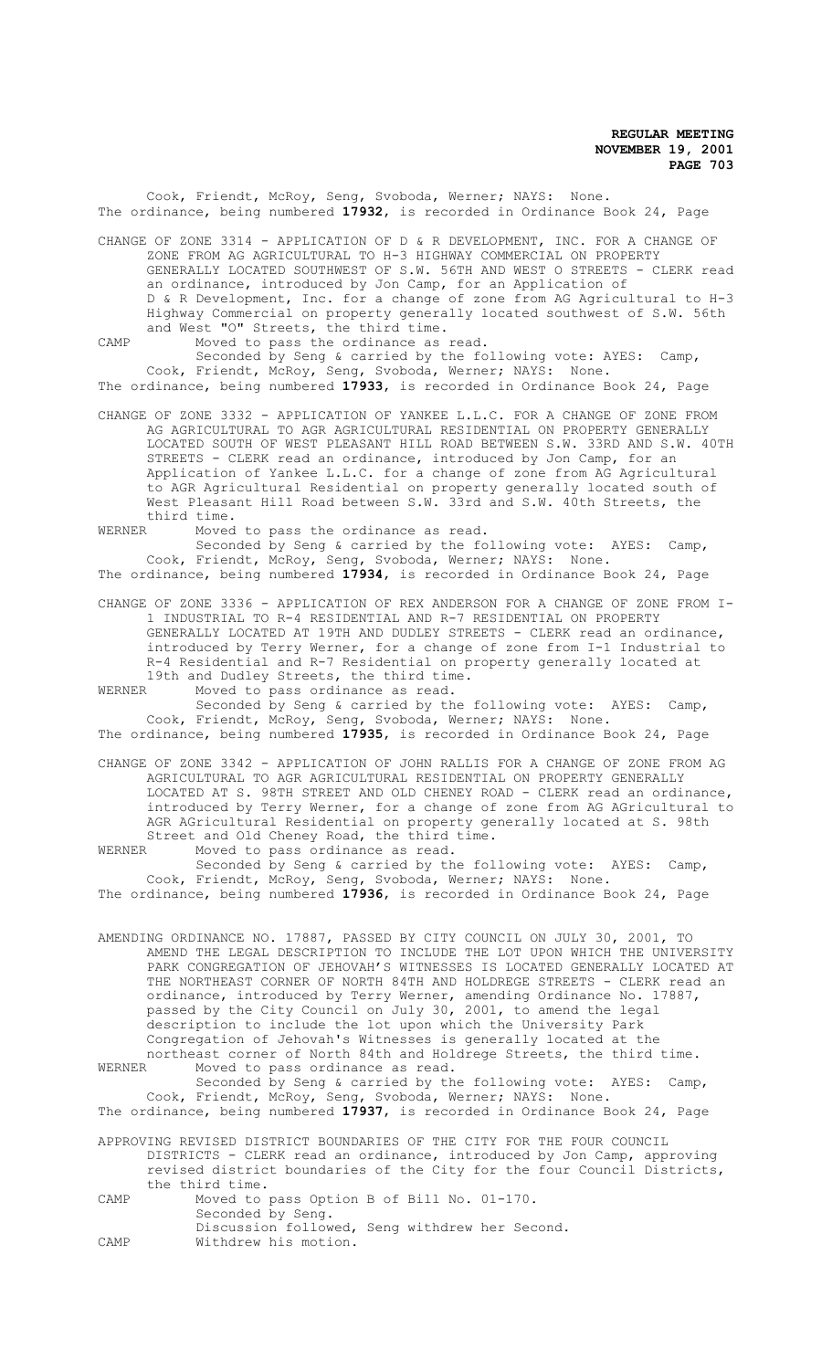Cook, Friendt, McRoy, Seng, Svoboda, Werner; NAYS: None.
The ordinance, being numbered **17932**, is recorded in Ordinance Book 24, Page

CHANGE OF ZONE 3314 - APPLICATION OF D & R DEVELOPMENT, INC. FOR A CHANGE OF ZONE FROM AG AGRICULTURAL TO H-3 HIGHWAY COMMERCIAL ON PROPERTY GENERALLY LOCATED SOUTHWEST OF S.W. 56TH AND WEST O STREETS - CLERK read an ordinance, introduced by Jon Camp, for an Application of D & R Development, Inc. for a change of zone from AG Agricultural to H-3 Highway Commercial on property generally located southwest of S.W. 56th and West "O" Streets, the third time.

CAMP Moved to pass the ordinance as read.
Seconded by Seng & carried by the following vote: AYES: Camp, Cook, Friendt, McRoy, Seng, Svoboda, Werner; NAYS: None.
The ordinance, being numbered **17933**, is recorded in Ordinance Book 24, Page

CHANGE OF ZONE 3332 - APPLICATION OF YANKEE L.L.C. FOR A CHANGE OF ZONE FROM AG AGRICULTURAL TO AGR AGRICULTURAL RESIDENTIAL ON PROPERTY GENERALLY LOCATED SOUTH OF WEST PLEASANT HILL ROAD BETWEEN S.W. 33RD AND S.W. 40TH STREETS - CLERK read an ordinance, introduced by Jon Camp, for an Application of Yankee L.L.C. for a change of zone from AG Agricultural to AGR Agricultural Residential on property generally located south of West Pleasant Hill Road between S.W. 33rd and S.W. 40th Streets, the third time.

WERNER Moved to pass the ordinance as read.
Seconded by Seng & carried by the following vote: AYES: Camp, Cook, Friendt, McRoy, Seng, Svoboda, Werner; NAYS: None.
The ordinance, being numbered **17934**, is recorded in Ordinance Book 24, Page

CHANGE OF ZONE 3336 - APPLICATION OF REX ANDERSON FOR A CHANGE OF ZONE FROM I-1 INDUSTRIAL TO R-4 RESIDENTIAL AND R-7 RESIDENTIAL ON PROPERTY GENERALLY LOCATED AT 19TH AND DUDLEY STREETS - CLERK read an ordinance, introduced by Terry Werner, for a change of zone from I-1 Industrial to R-4 Residential and R-7 Residential on property generally located at 19th and Dudley Streets, the third time.

WERNER Moved to pass ordinance as read.
Seconded by Seng & carried by the following vote: AYES: Camp, Cook, Friendt, McRoy, Seng, Svoboda, Werner; NAYS: None.
The ordinance, being numbered **17935**, is recorded in Ordinance Book 24, Page

CHANGE OF ZONE 3342 - APPLICATION OF JOHN RALLIS FOR A CHANGE OF ZONE FROM AG AGRICULTURAL TO AGR AGRICULTURAL RESIDENTIAL ON PROPERTY GENERALLY LOCATED AT S. 98TH STREET AND OLD CHENEY ROAD - CLERK read an ordinance, introduced by Terry Werner, for a change of zone from AG AGricultural to AGR AGricultural Residential on property generally located at S. 98th Street and Old Cheney Road, the third time.

WERNER Moved to pass ordinance as read.
Seconded by Seng & carried by the following vote: AYES: Camp, Cook, Friendt, McRoy, Seng, Svoboda, Werner; NAYS: None.
The ordinance, being numbered **17936**, is recorded in Ordinance Book 24, Page

AMENDING ORDINANCE NO. 17887, PASSED BY CITY COUNCIL ON JULY 30, 2001, TO AMEND THE LEGAL DESCRIPTION TO INCLUDE THE LOT UPON WHICH THE UNIVERSITY PARK CONGREGATION OF JEHOVAH'S WITNESSES IS LOCATED GENERALLY LOCATED AT THE NORTHEAST CORNER OF NORTH 84TH AND HOLDREGE STREETS - CLERK read an ordinance, introduced by Terry Werner, amending Ordinance No. 17887, passed by the City Council on July 30, 2001, to amend the legal description to include the lot upon which the University Park Congregation of Jehovah's Witnesses is generally located at the northeast corner of North 84th and Holdrege Streets, the third time.

WERNER Moved to pass ordinance as read.
Seconded by Seng & carried by the following vote: AYES: Camp, Cook, Friendt, McRoy, Seng, Svoboda, Werner; NAYS: None.
The ordinance, being numbered **17937**, is recorded in Ordinance Book 24, Page

APPROVING REVISED DISTRICT BOUNDARIES OF THE CITY FOR THE FOUR COUNCIL DISTRICTS - CLERK read an ordinance, introduced by Jon Camp, approving revised district boundaries of the City for the four Council Districts, the third time.

CAMP Moved to pass Option B of Bill No. 01-170.
Seconded by Seng.
Discussion followed, Seng withdrew her Second.

CAMP Withdrew his motion.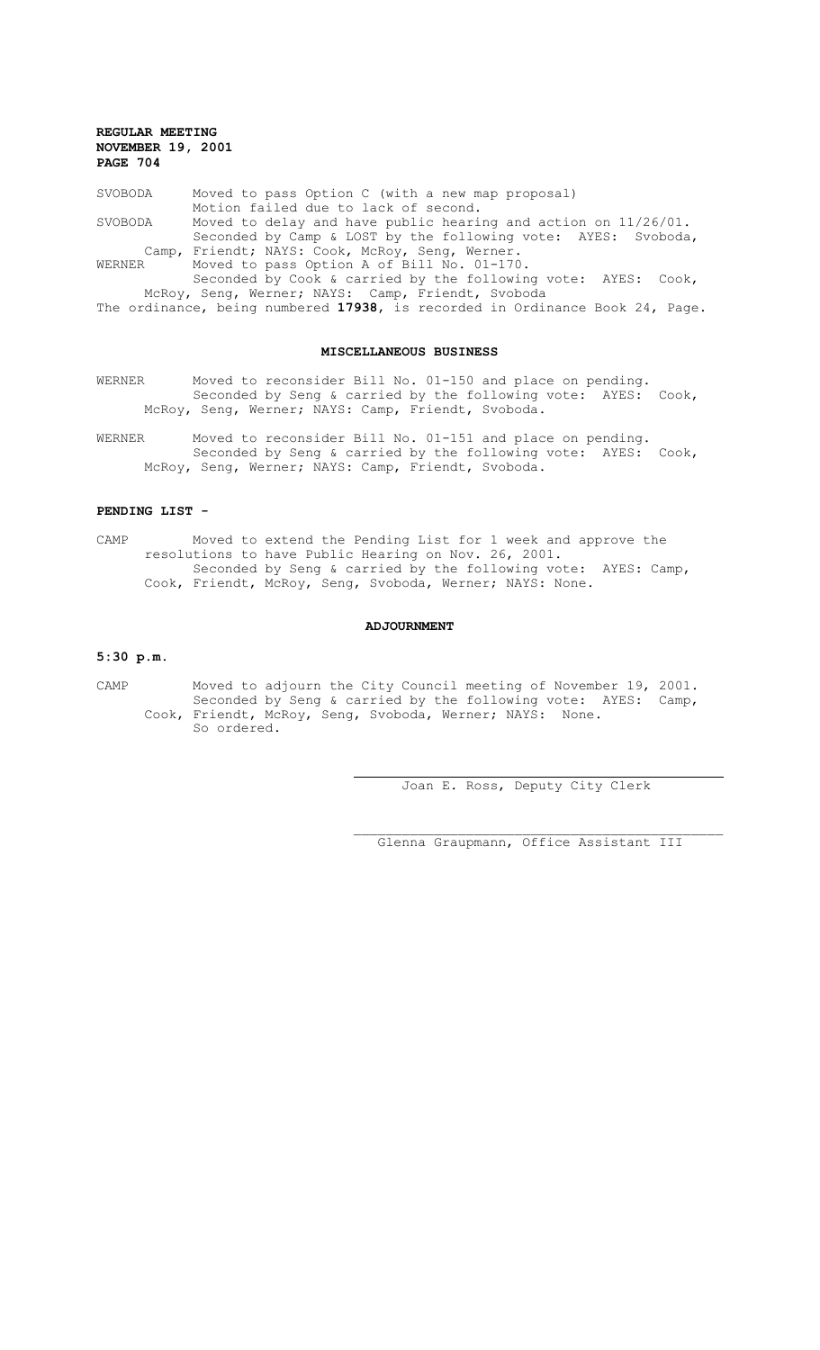SVOBODA Moved to pass Option C (with a new map proposal)
Motion failed due to lack of second.

SVOBODA Moved to delay and have public hearing and action on 11/26/01.
Seconded by Camp & LOST by the following vote: AYES: Svoboda, Camp, Friendt; NAYS: Cook, McRoy, Seng, Werner.

WERNER Moved to pass Option A of Bill No. 01-170.
Seconded by Cook & carried by the following vote: AYES: Cook, McRoy, Seng, Werner; NAYS: Camp, Friendt, Svoboda

The ordinance, being numbered **17938**, is recorded in Ordinance Book 24, Page.

## MISCELLANEOUS BUSINESS

WERNER Moved to reconsider Bill No. 01-150 and place on pending.
Seconded by Seng & carried by the following vote: AYES: Cook, McRoy, Seng, Werner; NAYS: Camp, Friendt, Svoboda.

WERNER Moved to reconsider Bill No. 01-151 and place on pending.
Seconded by Seng & carried by the following vote: AYES: Cook, McRoy, Seng, Werner; NAYS: Camp, Friendt, Svoboda.

## PENDING LIST -

CAMP Moved to extend the Pending List for 1 week and approve the resolutions to have Public Hearing on Nov. 26, 2001.
Seconded by Seng & carried by the following vote: AYES: Camp, Cook, Friendt, McRoy, Seng, Svoboda, Werner; NAYS: None.

## ADJOURNMENT

**5:30 p.m.**

CAMP Moved to adjourn the City Council meeting of November 19, 2001.
Seconded by Seng & carried by the following vote: AYES: Camp, Cook, Friendt, McRoy, Seng, Svoboda, Werner; NAYS: None.
So ordered.

Joan E. Ross, Deputy City Clerk

Glenna Graupmann, Office Assistant III